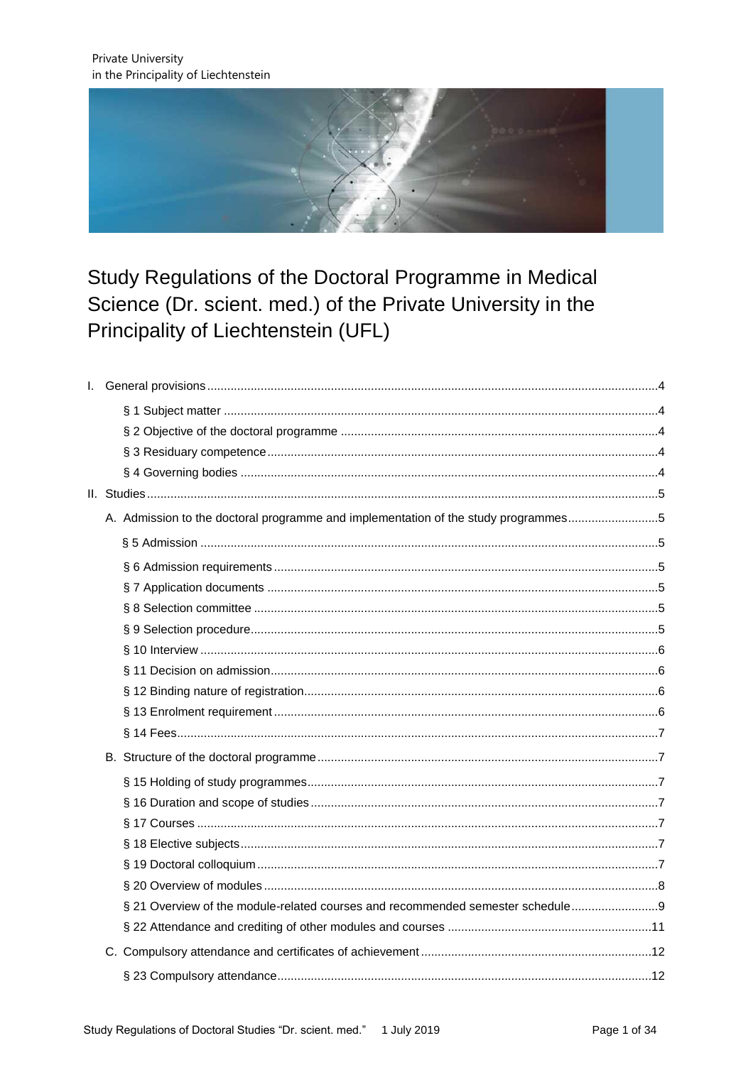Private University
in the Principality of Liechtenstein

# Study Regulations of the Doctoral Programme in Medical Science (Dr. scient. med.) of the Private University in the Principality of Liechtenstein (UFL)

I. General provisions ..... 4

- § 1 Subject matter ..... 4
- § 2 Objective of the doctoral programme ..... 4
- § 3 Residuary competence ..... 4
- § 4 Governing bodies ..... 4

II. Studies ..... 5

A. Admission to the doctoral programme and implementation of the study programmes ..... 5

- § 5 Admission ..... 5
- § 6 Admission requirements ..... 5
- § 7 Application documents ..... 5
- § 8 Selection committee ..... 5
- § 9 Selection procedure ..... 5
- § 10 Interview ..... 6
- § 11 Decision on admission ..... 6
- § 12 Binding nature of registration ..... 6
- § 13 Enrolment requirement ..... 6
- § 14 Fees ..... 7

B. Structure of the doctoral programme ..... 7

- § 15 Holding of study programmes ..... 7
- § 16 Duration and scope of studies ..... 7
- § 17 Courses ..... 7
- § 18 Elective subjects ..... 7
- § 19 Doctoral colloquium ..... 7
- § 20 Overview of modules ..... 8
- § 21 Overview of the module-related courses and recommended semester schedule ..... 9
- § 22 Attendance and crediting of other modules and courses ..... 11

C. Compulsory attendance and certificates of achievement ..... 12

- § 23 Compulsory attendance ..... 12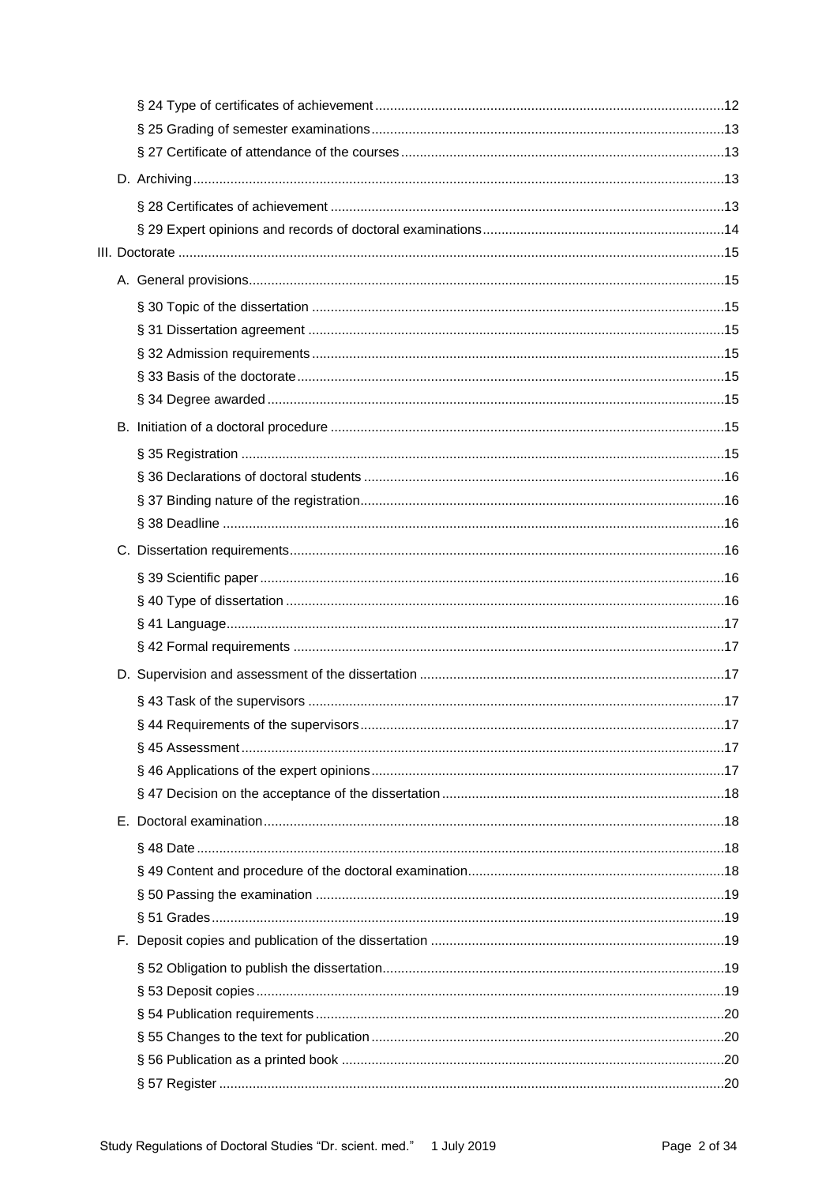§ 24 Type of certificates of achievement ....................................................................................12
§ 25 Grading of semester examinations ......................................................................................13
§ 27 Certificate of attendance of the courses ..............................................................................13

D. Archiving ..................................................................................................................................13

§ 28 Certificates of achievement ..................................................................................................13
§ 29 Expert opinions and records of doctoral examinations ........................................................14

III. Doctorate ..................................................................................................................................15

A. General provisions ....................................................................................................................15

§ 30 Topic of the dissertation .......................................................................................................15
§ 31 Dissertation agreement ........................................................................................................15
§ 32 Admission requirements .......................................................................................................15
§ 33 Basis of the doctorate ...........................................................................................................15
§ 34 Degree awarded ...................................................................................................................15

B. Initiation of a doctoral procedure ..............................................................................................15

§ 35 Registration ..........................................................................................................................15
§ 36 Declarations of doctoral students .........................................................................................16
§ 37 Binding nature of the registration ..........................................................................................16
§ 38 Deadline ...............................................................................................................................16

C. Dissertation requirements .........................................................................................................16

§ 39 Scientific paper .....................................................................................................................16
§ 40 Type of dissertation ..............................................................................................................16
§ 41 Language ..............................................................................................................................17
§ 42 Formal requirements .............................................................................................................17

D. Supervision and assessment of the dissertation ......................................................................17

§ 43 Task of the supervisors .........................................................................................................17
§ 44 Requirements of the supervisors ..........................................................................................17
§ 45 Assessment ..........................................................................................................................17
§ 46 Applications of the expert opinions .......................................................................................17
§ 47 Decision on the acceptance of the dissertation .....................................................................18

E. Doctoral examination .................................................................................................................18

§ 48 Date ......................................................................................................................................18
§ 49 Content and procedure of the doctoral examination ..............................................................18
§ 50 Passing the examination .......................................................................................................19
§ 51 Grades ..................................................................................................................................19

F. Deposit copies and publication of the dissertation ....................................................................19

§ 52 Obligation to publish the dissertation ....................................................................................19
§ 53 Deposit copies ......................................................................................................................19
§ 54 Publication requirements .......................................................................................................20
§ 55 Changes to the text for publication ........................................................................................20
§ 56 Publication as a printed book ................................................................................................20
§ 57 Register .................................................................................................................................20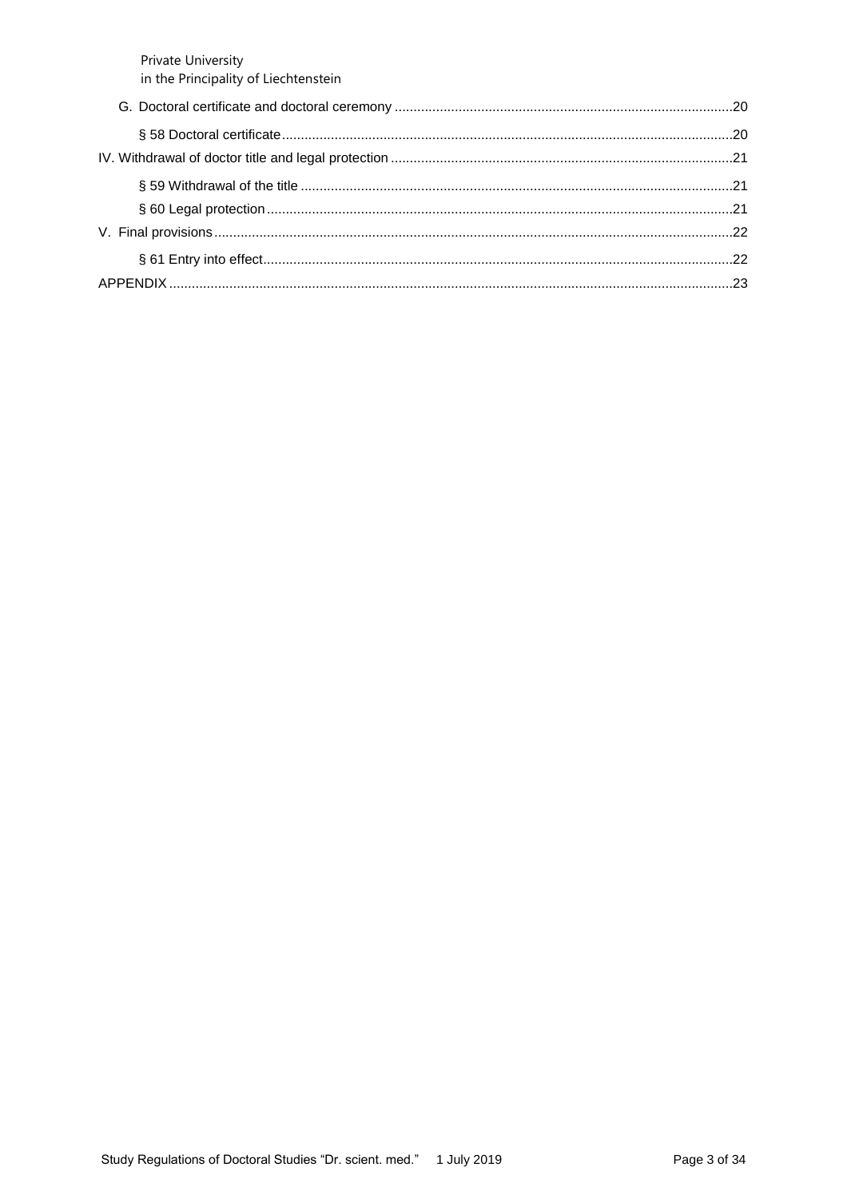G. Doctoral certificate and doctoral ceremony ........................................................................................20

§ 58 Doctoral certificate ........................................................................................................................20

IV. Withdrawal of doctor title and legal protection ..........................................................................................21

§ 59 Withdrawal of the title ..................................................................................................................21

§ 60 Legal protection ...........................................................................................................................21

V. Final provisions .........................................................................................................................................22

§ 61 Entry into effect ............................................................................................................................22

APPENDIX .....................................................................................................................................................23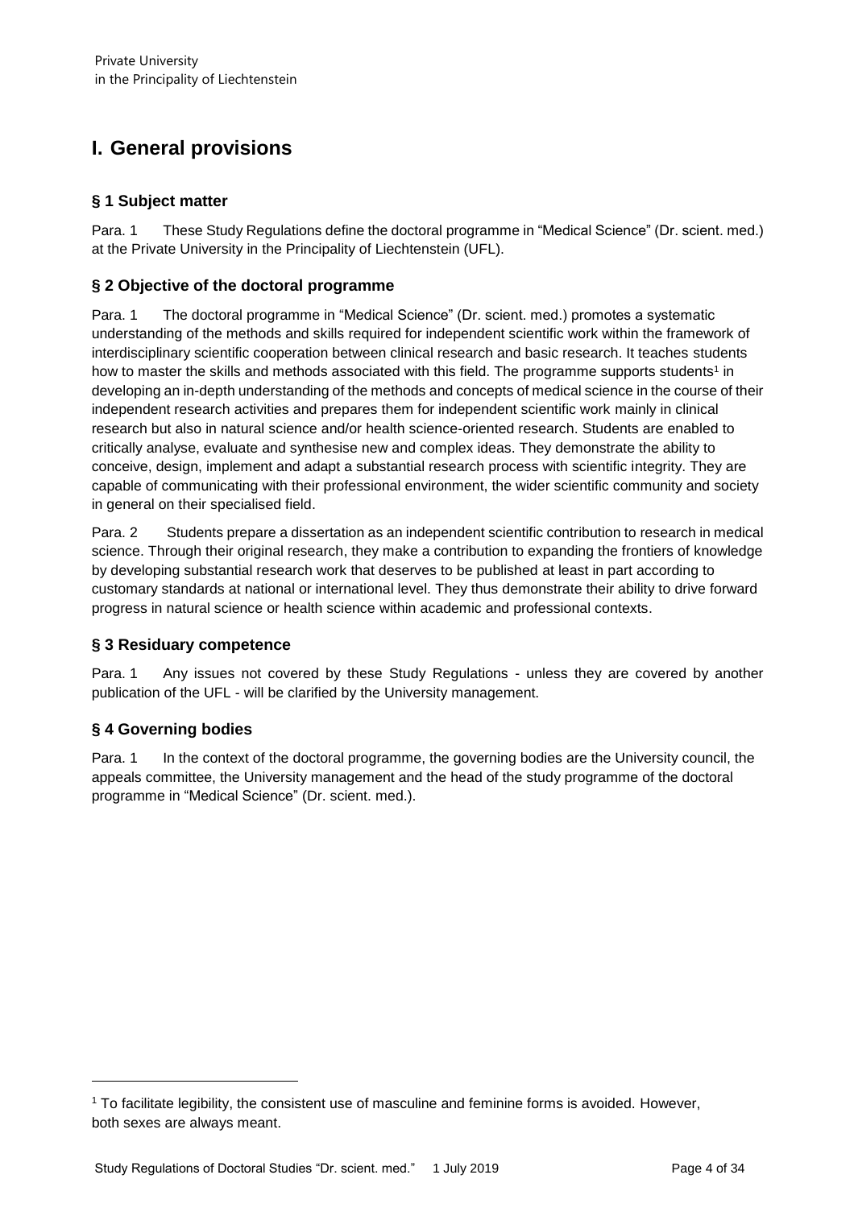# I. General provisions

## § 1 Subject matter

Para. 1 These Study Regulations define the doctoral programme in "Medical Science" (Dr. scient. med.) at the Private University in the Principality of Liechtenstein (UFL).

## § 2 Objective of the doctoral programme

Para. 1 The doctoral programme in "Medical Science" (Dr. scient. med.) promotes a systematic understanding of the methods and skills required for independent scientific work within the framework of interdisciplinary scientific cooperation between clinical research and basic research. It teaches students how to master the skills and methods associated with this field. The programme supports students[1] in developing an in-depth understanding of the methods and concepts of medical science in the course of their independent research activities and prepares them for independent scientific work mainly in clinical research but also in natural science and/or health science-oriented research. Students are enabled to critically analyse, evaluate and synthesise new and complex ideas. They demonstrate the ability to conceive, design, implement and adapt a substantial research process with scientific integrity. They are capable of communicating with their professional environment, the wider scientific community and society in general on their specialised field.

Para. 2 Students prepare a dissertation as an independent scientific contribution to research in medical science. Through their original research, they make a contribution to expanding the frontiers of knowledge by developing substantial research work that deserves to be published at least in part according to customary standards at national or international level. They thus demonstrate their ability to drive forward progress in natural science or health science within academic and professional contexts.

## § 3 Residuary competence

Para. 1 Any issues not covered by these Study Regulations - unless they are covered by another publication of the UFL - will be clarified by the University management.

## § 4 Governing bodies

Para. 1 In the context of the doctoral programme, the governing bodies are the University council, the appeals committee, the University management and the head of the study programme of the doctoral programme in "Medical Science" (Dr. scient. med.).

[1] To facilitate legibility, the consistent use of masculine and feminine forms is avoided. However, both sexes are always meant.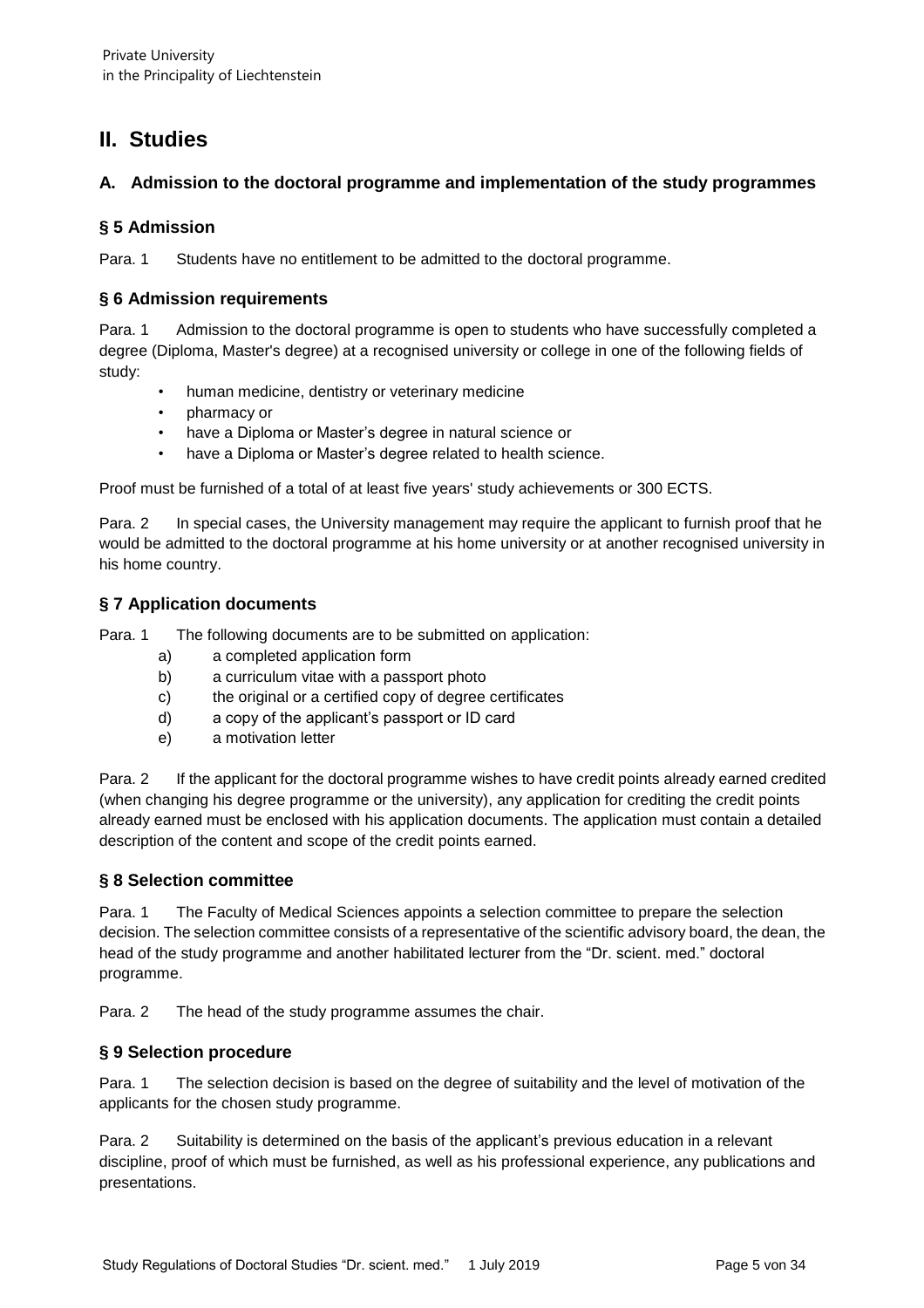## II. Studies

### A. Admission to the doctoral programme and implementation of the study programmes

#### § 5 Admission

Para. 1 Students have no entitlement to be admitted to the doctoral programme.

#### § 6 Admission requirements

Para. 1 Admission to the doctoral programme is open to students who have successfully completed a degree (Diploma, Master's degree) at a recognised university or college in one of the following fields of study:

- human medicine, dentistry or veterinary medicine
- pharmacy or
- have a Diploma or Master's degree in natural science or
- have a Diploma or Master's degree related to health science.

Proof must be furnished of a total of at least five years' study achievements or 300 ECTS.

Para. 2 In special cases, the University management may require the applicant to furnish proof that he would be admitted to the doctoral programme at his home university or at another recognised university in his home country.

#### § 7 Application documents

Para. 1 The following documents are to be submitted on application:

a) a completed application form
b) a curriculum vitae with a passport photo
c) the original or a certified copy of degree certificates
d) a copy of the applicant's passport or ID card
e) a motivation letter

Para. 2 If the applicant for the doctoral programme wishes to have credit points already earned credited (when changing his degree programme or the university), any application for crediting the credit points already earned must be enclosed with his application documents. The application must contain a detailed description of the content and scope of the credit points earned.

#### § 8 Selection committee

Para. 1 The Faculty of Medical Sciences appoints a selection committee to prepare the selection decision. The selection committee consists of a representative of the scientific advisory board, the dean, the head of the study programme and another habilitated lecturer from the "Dr. scient. med." doctoral programme.

Para. 2 The head of the study programme assumes the chair.

#### § 9 Selection procedure

Para. 1 The selection decision is based on the degree of suitability and the level of motivation of the applicants for the chosen study programme.

Para. 2 Suitability is determined on the basis of the applicant's previous education in a relevant discipline, proof of which must be furnished, as well as his professional experience, any publications and presentations.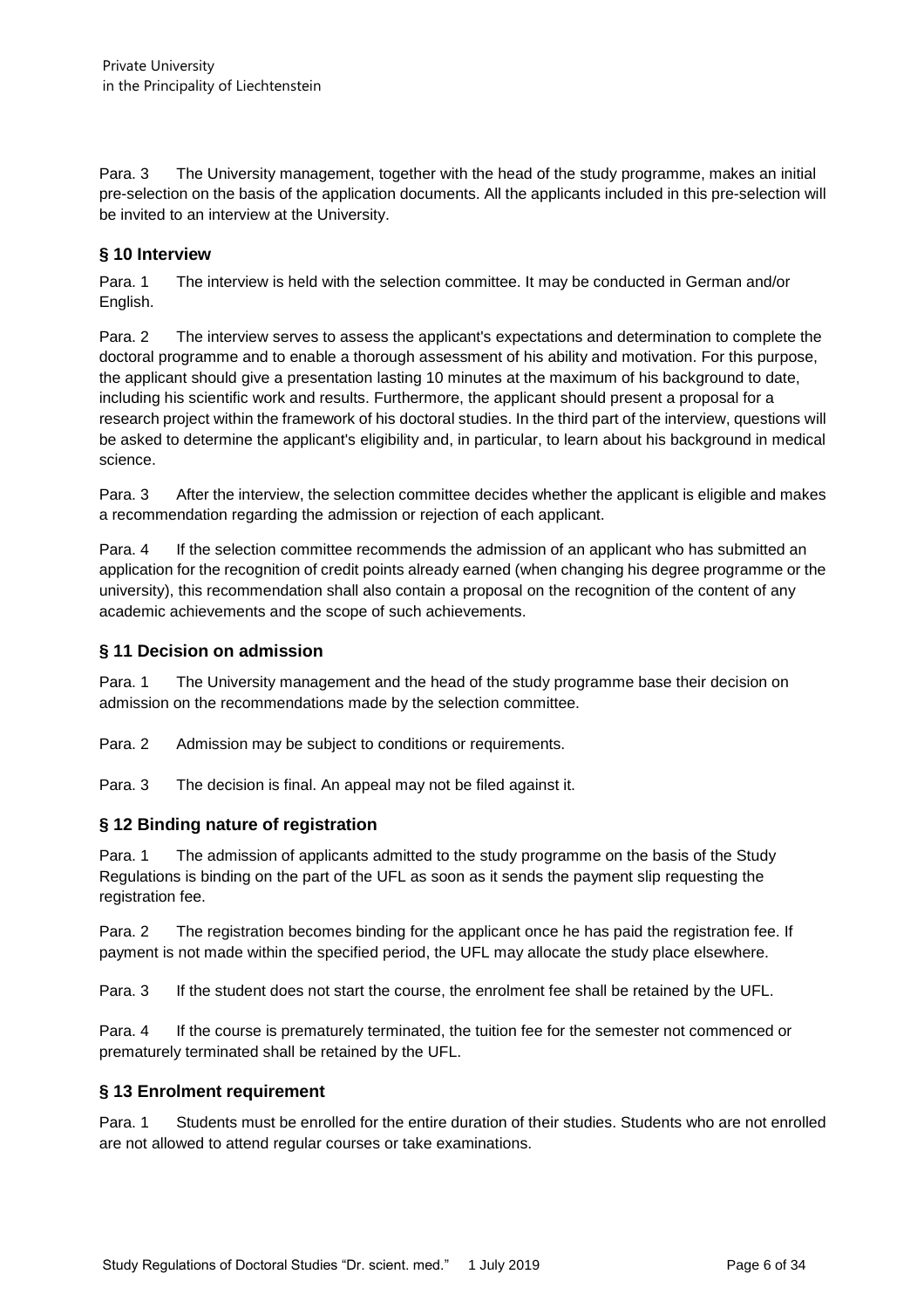Para. 3 The University management, together with the head of the study programme, makes an initial pre-selection on the basis of the application documents. All the applicants included in this pre-selection will be invited to an interview at the University.

### § 10 Interview

Para. 1 The interview is held with the selection committee. It may be conducted in German and/or English.

Para. 2 The interview serves to assess the applicant's expectations and determination to complete the doctoral programme and to enable a thorough assessment of his ability and motivation. For this purpose, the applicant should give a presentation lasting 10 minutes at the maximum of his background to date, including his scientific work and results. Furthermore, the applicant should present a proposal for a research project within the framework of his doctoral studies. In the third part of the interview, questions will be asked to determine the applicant's eligibility and, in particular, to learn about his background in medical science.

Para. 3 After the interview, the selection committee decides whether the applicant is eligible and makes a recommendation regarding the admission or rejection of each applicant.

Para. 4 If the selection committee recommends the admission of an applicant who has submitted an application for the recognition of credit points already earned (when changing his degree programme or the university), this recommendation shall also contain a proposal on the recognition of the content of any academic achievements and the scope of such achievements.

### § 11 Decision on admission

Para. 1 The University management and the head of the study programme base their decision on admission on the recommendations made by the selection committee.

Para. 2 Admission may be subject to conditions or requirements.

Para. 3 The decision is final. An appeal may not be filed against it.

### § 12 Binding nature of registration

Para. 1 The admission of applicants admitted to the study programme on the basis of the Study Regulations is binding on the part of the UFL as soon as it sends the payment slip requesting the registration fee.

Para. 2 The registration becomes binding for the applicant once he has paid the registration fee. If payment is not made within the specified period, the UFL may allocate the study place elsewhere.

Para. 3 If the student does not start the course, the enrolment fee shall be retained by the UFL.

Para. 4 If the course is prematurely terminated, the tuition fee for the semester not commenced or prematurely terminated shall be retained by the UFL.

### § 13 Enrolment requirement

Para. 1 Students must be enrolled for the entire duration of their studies. Students who are not enrolled are not allowed to attend regular courses or take examinations.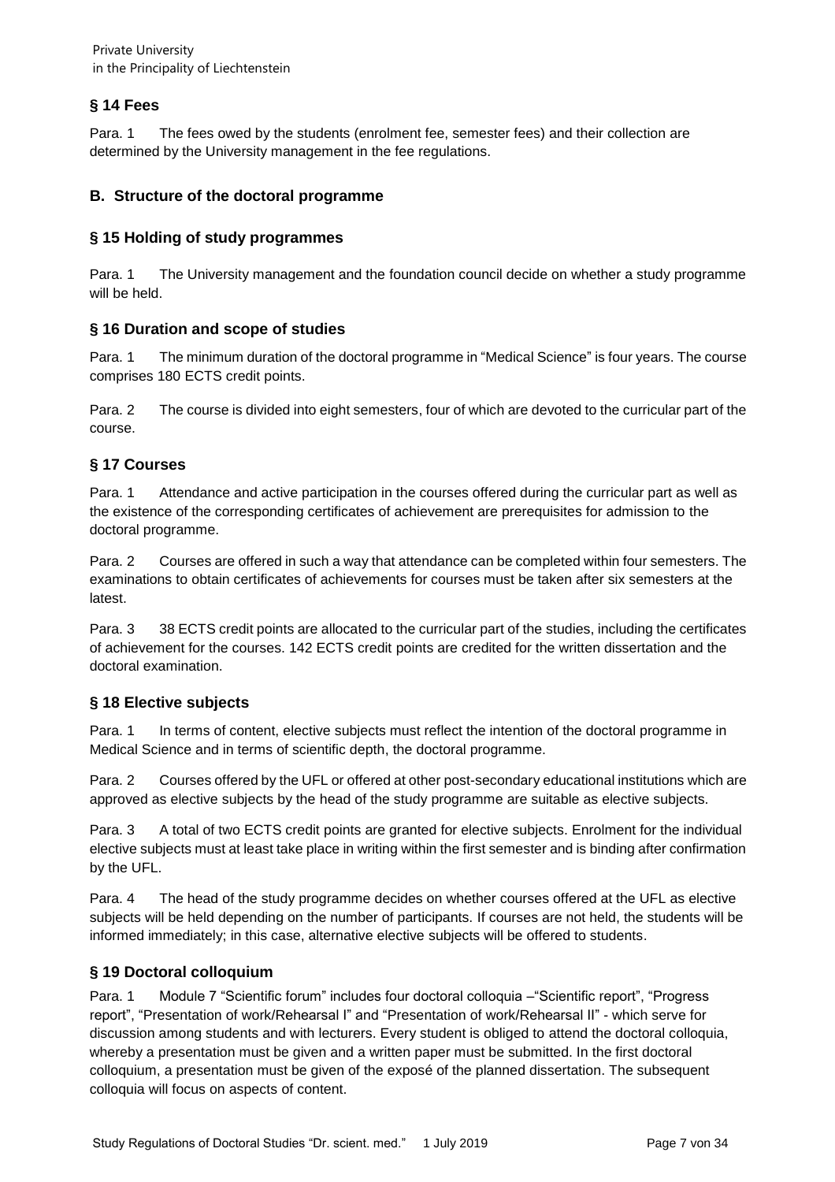## § 14 Fees

Para. 1 The fees owed by the students (enrolment fee, semester fees) and their collection are determined by the University management in the fee regulations.

## B. Structure of the doctoral programme

## § 15 Holding of study programmes

Para. 1 The University management and the foundation council decide on whether a study programme will be held.

## § 16 Duration and scope of studies

Para. 1 The minimum duration of the doctoral programme in "Medical Science" is four years. The course comprises 180 ECTS credit points.

Para. 2 The course is divided into eight semesters, four of which are devoted to the curricular part of the course.

## § 17 Courses

Para. 1 Attendance and active participation in the courses offered during the curricular part as well as the existence of the corresponding certificates of achievement are prerequisites for admission to the doctoral programme.

Para. 2 Courses are offered in such a way that attendance can be completed within four semesters. The examinations to obtain certificates of achievements for courses must be taken after six semesters at the latest.

Para. 3 38 ECTS credit points are allocated to the curricular part of the studies, including the certificates of achievement for the courses. 142 ECTS credit points are credited for the written dissertation and the doctoral examination.

## § 18 Elective subjects

Para. 1 In terms of content, elective subjects must reflect the intention of the doctoral programme in Medical Science and in terms of scientific depth, the doctoral programme.

Para. 2 Courses offered by the UFL or offered at other post-secondary educational institutions which are approved as elective subjects by the head of the study programme are suitable as elective subjects.

Para. 3 A total of two ECTS credit points are granted for elective subjects. Enrolment for the individual elective subjects must at least take place in writing within the first semester and is binding after confirmation by the UFL.

Para. 4 The head of the study programme decides on whether courses offered at the UFL as elective subjects will be held depending on the number of participants. If courses are not held, the students will be informed immediately; in this case, alternative elective subjects will be offered to students.

## § 19 Doctoral colloquium

Para. 1 Module 7 "Scientific forum" includes four doctoral colloquia –"Scientific report", "Progress report", "Presentation of work/Rehearsal I" and "Presentation of work/Rehearsal II" - which serve for discussion among students and with lecturers. Every student is obliged to attend the doctoral colloquia, whereby a presentation must be given and a written paper must be submitted. In the first doctoral colloquium, a presentation must be given of the exposé of the planned dissertation. The subsequent colloquia will focus on aspects of content.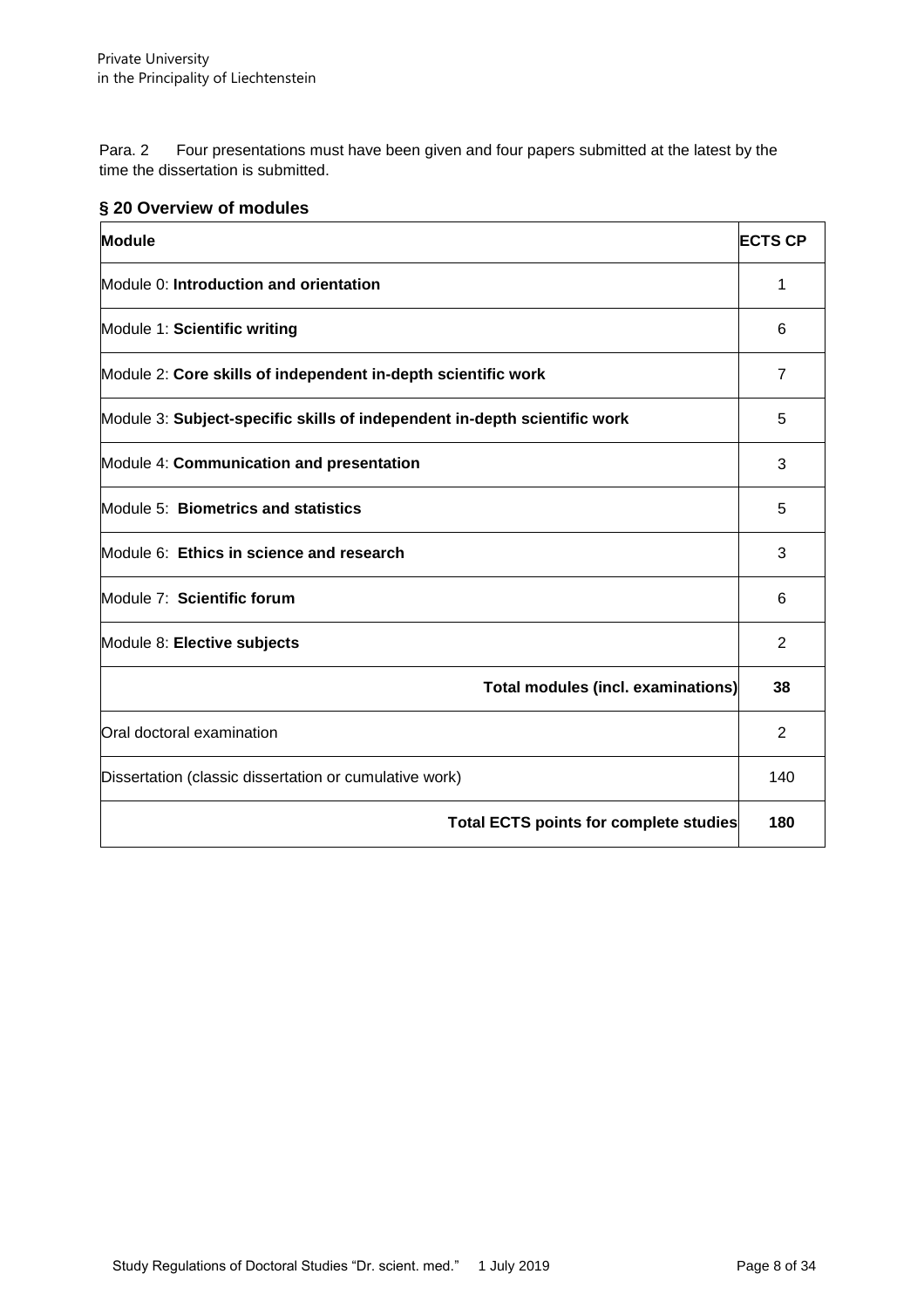Para. 2 Four presentations must have been given and four papers submitted at the latest by the time the dissertation is submitted.

### § 20 Overview of modules

| **Module** | **ECTS CP** |
|---|---|
| Module 0: **Introduction and orientation** | 1 |
| Module 1: **Scientific writing** | 6 |
| Module 2: **Core skills of independent in-depth scientific work** | 7 |
| Module 3: **Subject-specific skills of independent in-depth scientific work** | 5 |
| Module 4: **Communication and presentation** | 3 |
| Module 5: **Biometrics and statistics** | 5 |
| Module 6: **Ethics in science and research** | 3 |
| Module 7: **Scientific forum** | 6 |
| Module 8: **Elective subjects** | 2 |
| **Total modules (incl. examinations)** | **38** |
| Oral doctoral examination | 2 |
| Dissertation (classic dissertation or cumulative work) | 140 |
| **Total ECTS points for complete studies** | **180** |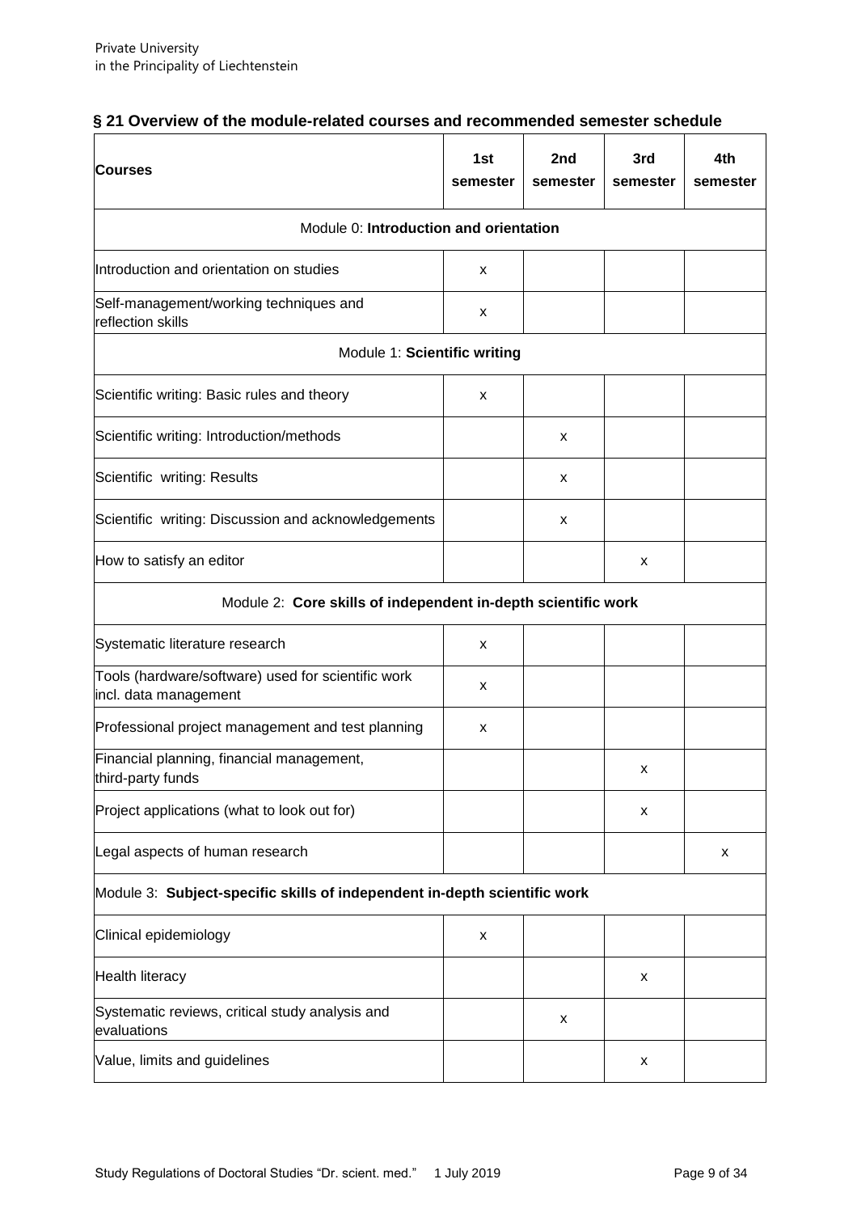## § 21 Overview of the module-related courses and recommended semester schedule

| Courses | 1st semester | 2nd semester | 3rd semester | 4th semester |
|---|---|---|---|---|
| Module 0: **Introduction and orientation** | | | | |
| Introduction and orientation on studies | x | | | |
| Self-management/working techniques and reflection skills | x | | | |
| Module 1: **Scientific writing** | | | | |
| Scientific writing: Basic rules and theory | x | | | |
| Scientific writing: Introduction/methods | | x | | |
| Scientific writing: Results | | x | | |
| Scientific writing: Discussion and acknowledgements | | x | | |
| How to satisfy an editor | | | x | |
| Module 2: **Core skills of independent in-depth scientific work** | | | | |
| Systematic literature research | x | | | |
| Tools (hardware/software) used for scientific work incl. data management | x | | | |
| Professional project management and test planning | x | | | |
| Financial planning, financial management, third-party funds | | | x | |
| Project applications (what to look out for) | | | x | |
| Legal aspects of human research | | | | x |
| Module 3: **Subject-specific skills of independent in-depth scientific work** | | | | |
| Clinical epidemiology | x | | | |
| Health literacy | | | x | |
| Systematic reviews, critical study analysis and evaluations | | x | | |
| Value, limits and guidelines | | | x | |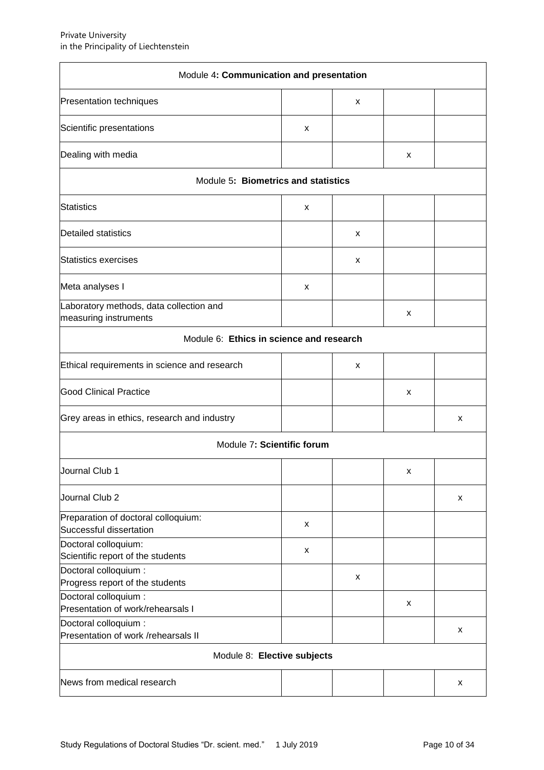| | | | | |
|---|---|---|---|---|
| Module 4**: Communication and presentation** | | | | |
| Presentation techniques | | x | | |
| Scientific presentations | x | | | |
| Dealing with media | | | x | |
| Module 5**: Biometrics and statistics** | | | | |
| Statistics | x | | | |
| Detailed statistics | | x | | |
| Statistics exercises | | x | | |
| Meta analyses I | x | | | |
| Laboratory methods, data collection and measuring instruments | | | x | |
| Module 6: **Ethics in science and research** | | | | |
| Ethical requirements in science and research | | x | | |
| Good Clinical Practice | | | x | |
| Grey areas in ethics, research and industry | | | | x |
| Module 7**: Scientific forum** | | | | |
| Journal Club 1 | | | x | |
| Journal Club 2 | | | | x |
| Preparation of doctoral colloquium: Successful dissertation | x | | | |
| Doctoral colloquium: Scientific report of the students | x | | | |
| Doctoral colloquium : Progress report of the students | | x | | |
| Doctoral colloquium : Presentation of work/rehearsals I | | | x | |
| Doctoral colloquium : Presentation of work /rehearsals II | | | | x |
| Module 8: **Elective subjects** | | | | |
| News from medical research | | | | x |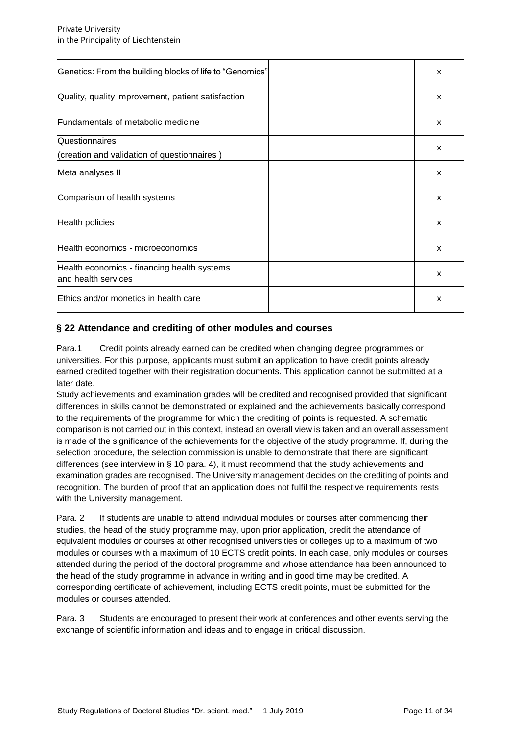| | | | | |
|---|---|---|---|---|
| Genetics: From the building blocks of life to "Genomics" | | | | x |
| Quality, quality improvement, patient satisfaction | | | | x |
| Fundamentals of metabolic medicine | | | | x |
| Questionnaires<br>(creation and validation of questionnaires ) | | | | x |
| Meta analyses II | | | | x |
| Comparison of health systems | | | | x |
| Health policies | | | | x |
| Health economics - microeconomics | | | | x |
| Health economics - financing health systems and health services | | | | x |
| Ethics and/or monetics in health care | | | | x |

### § 22 Attendance and crediting of other modules and courses

Para.1 Credit points already earned can be credited when changing degree programmes or universities. For this purpose, applicants must submit an application to have credit points already earned credited together with their registration documents. This application cannot be submitted at a later date.

Study achievements and examination grades will be credited and recognised provided that significant differences in skills cannot be demonstrated or explained and the achievements basically correspond to the requirements of the programme for which the crediting of points is requested. A schematic comparison is not carried out in this context, instead an overall view is taken and an overall assessment is made of the significance of the achievements for the objective of the study programme. If, during the selection procedure, the selection commission is unable to demonstrate that there are significant differences (see interview in § 10 para. 4), it must recommend that the study achievements and examination grades are recognised. The University management decides on the crediting of points and recognition. The burden of proof that an application does not fulfil the respective requirements rests with the University management.

Para. 2 If students are unable to attend individual modules or courses after commencing their studies, the head of the study programme may, upon prior application, credit the attendance of equivalent modules or courses at other recognised universities or colleges up to a maximum of two modules or courses with a maximum of 10 ECTS credit points. In each case, only modules or courses attended during the period of the doctoral programme and whose attendance has been announced to the head of the study programme in advance in writing and in good time may be credited. A corresponding certificate of achievement, including ECTS credit points, must be submitted for the modules or courses attended.

Para. 3 Students are encouraged to present their work at conferences and other events serving the exchange of scientific information and ideas and to engage in critical discussion.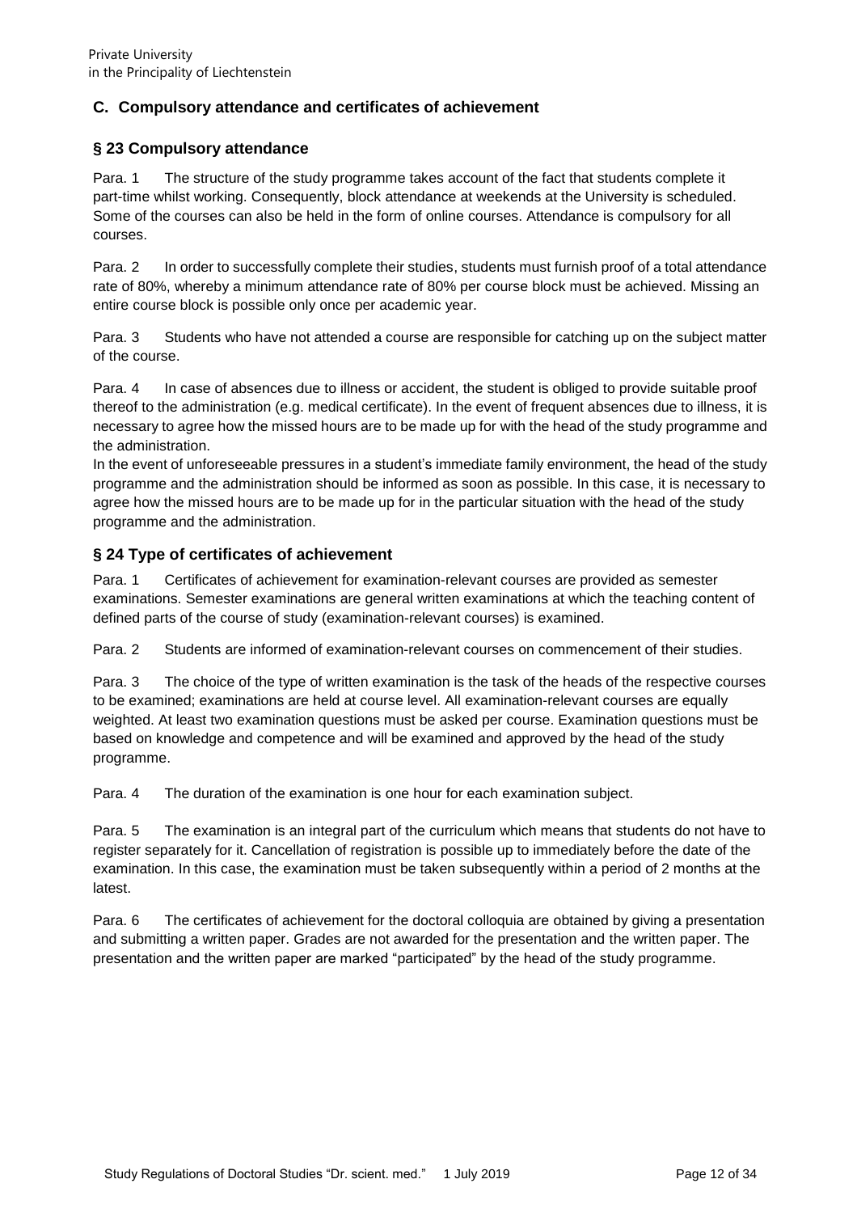## C. Compulsory attendance and certificates of achievement

### § 23 Compulsory attendance

Para. 1 The structure of the study programme takes account of the fact that students complete it part-time whilst working. Consequently, block attendance at weekends at the University is scheduled. Some of the courses can also be held in the form of online courses. Attendance is compulsory for all courses.

Para. 2 In order to successfully complete their studies, students must furnish proof of a total attendance rate of 80%, whereby a minimum attendance rate of 80% per course block must be achieved. Missing an entire course block is possible only once per academic year.

Para. 3 Students who have not attended a course are responsible for catching up on the subject matter of the course.

Para. 4 In case of absences due to illness or accident, the student is obliged to provide suitable proof thereof to the administration (e.g. medical certificate). In the event of frequent absences due to illness, it is necessary to agree how the missed hours are to be made up for with the head of the study programme and the administration.
In the event of unforeseeable pressures in a student's immediate family environment, the head of the study programme and the administration should be informed as soon as possible. In this case, it is necessary to agree how the missed hours are to be made up for in the particular situation with the head of the study programme and the administration.

### § 24 Type of certificates of achievement

Para. 1 Certificates of achievement for examination-relevant courses are provided as semester examinations. Semester examinations are general written examinations at which the teaching content of defined parts of the course of study (examination-relevant courses) is examined.

Para. 2 Students are informed of examination-relevant courses on commencement of their studies.

Para. 3 The choice of the type of written examination is the task of the heads of the respective courses to be examined; examinations are held at course level. All examination-relevant courses are equally weighted. At least two examination questions must be asked per course. Examination questions must be based on knowledge and competence and will be examined and approved by the head of the study programme.

Para. 4 The duration of the examination is one hour for each examination subject.

Para. 5 The examination is an integral part of the curriculum which means that students do not have to register separately for it. Cancellation of registration is possible up to immediately before the date of the examination. In this case, the examination must be taken subsequently within a period of 2 months at the latest.

Para. 6 The certificates of achievement for the doctoral colloquia are obtained by giving a presentation and submitting a written paper. Grades are not awarded for the presentation and the written paper. The presentation and the written paper are marked "participated" by the head of the study programme.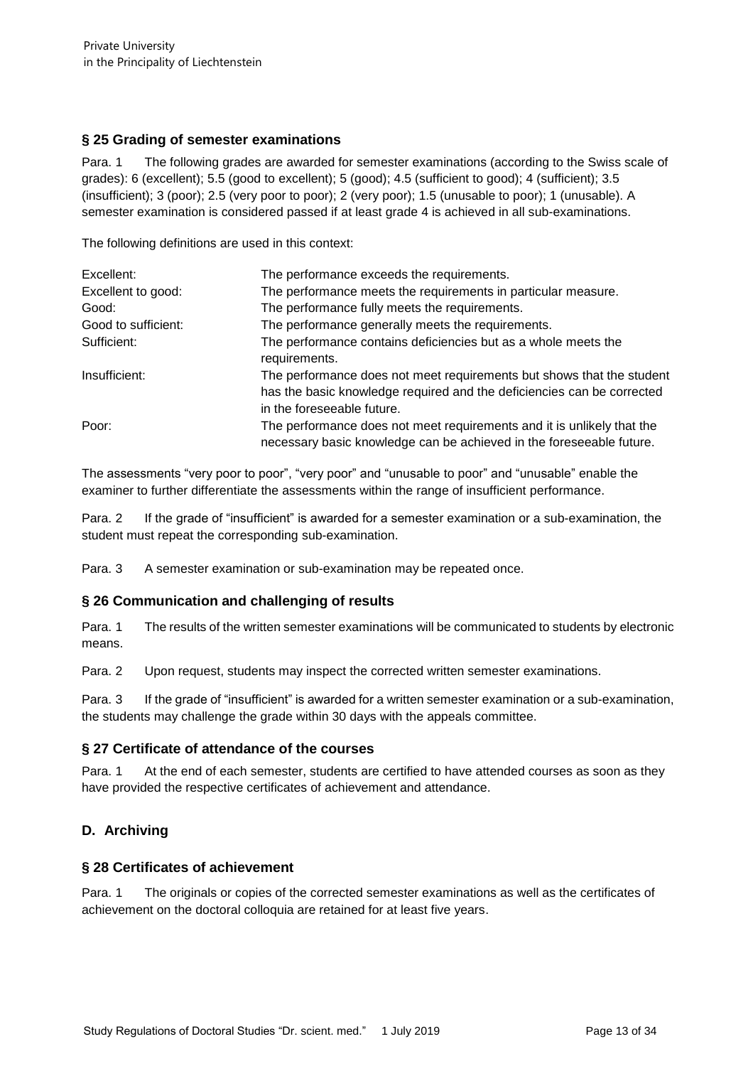## § 25 Grading of semester examinations

Para. 1 The following grades are awarded for semester examinations (according to the Swiss scale of grades): 6 (excellent); 5.5 (good to excellent); 5 (good); 4.5 (sufficient to good); 4 (sufficient); 3.5 (insufficient); 3 (poor); 2.5 (very poor to poor); 2 (very poor); 1.5 (unusable to poor); 1 (unusable). A semester examination is considered passed if at least grade 4 is achieved in all sub-examinations.

The following definitions are used in this context:

| | |
|---|---|
| Excellent: | The performance exceeds the requirements. |
| Excellent to good: | The performance meets the requirements in particular measure. |
| Good: | The performance fully meets the requirements. |
| Good to sufficient: | The performance generally meets the requirements. |
| Sufficient: | The performance contains deficiencies but as a whole meets the requirements. |
| Insufficient: | The performance does not meet requirements but shows that the student has the basic knowledge required and the deficiencies can be corrected in the foreseeable future. |
| Poor: | The performance does not meet requirements and it is unlikely that the necessary basic knowledge can be achieved in the foreseeable future. |

The assessments "very poor to poor", "very poor" and "unusable to poor" and "unusable" enable the examiner to further differentiate the assessments within the range of insufficient performance.

Para. 2 If the grade of "insufficient" is awarded for a semester examination or a sub-examination, the student must repeat the corresponding sub-examination.

Para. 3 A semester examination or sub-examination may be repeated once.

## § 26 Communication and challenging of results

Para. 1 The results of the written semester examinations will be communicated to students by electronic means.

Para. 2 Upon request, students may inspect the corrected written semester examinations.

Para. 3 If the grade of "insufficient" is awarded for a written semester examination or a sub-examination, the students may challenge the grade within 30 days with the appeals committee.

## § 27 Certificate of attendance of the courses

Para. 1 At the end of each semester, students are certified to have attended courses as soon as they have provided the respective certificates of achievement and attendance.

# D. Archiving

## § 28 Certificates of achievement

Para. 1 The originals or copies of the corrected semester examinations as well as the certificates of achievement on the doctoral colloquia are retained for at least five years.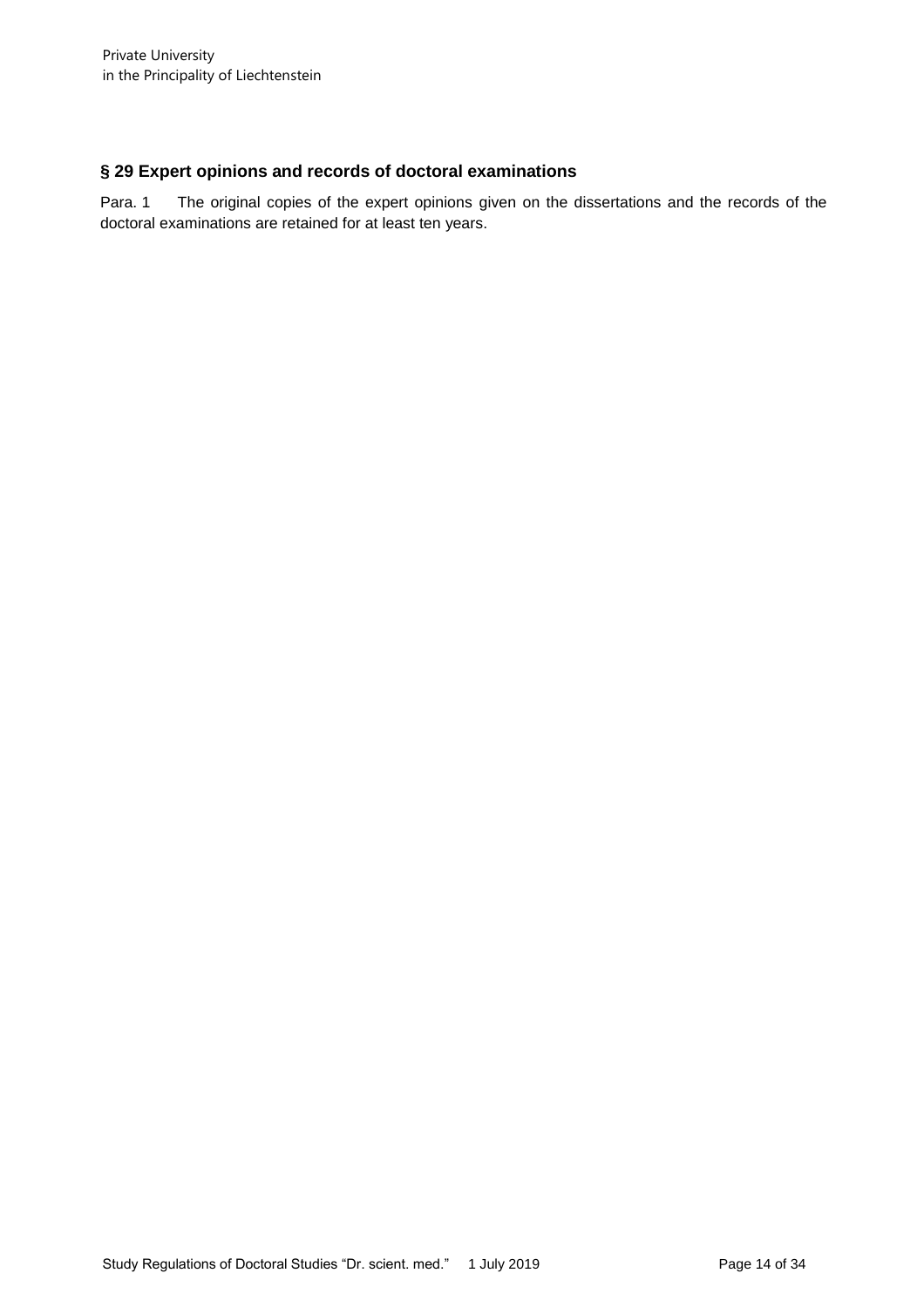## § 29 Expert opinions and records of doctoral examinations

Para. 1 The original copies of the expert opinions given on the dissertations and the records of the doctoral examinations are retained for at least ten years.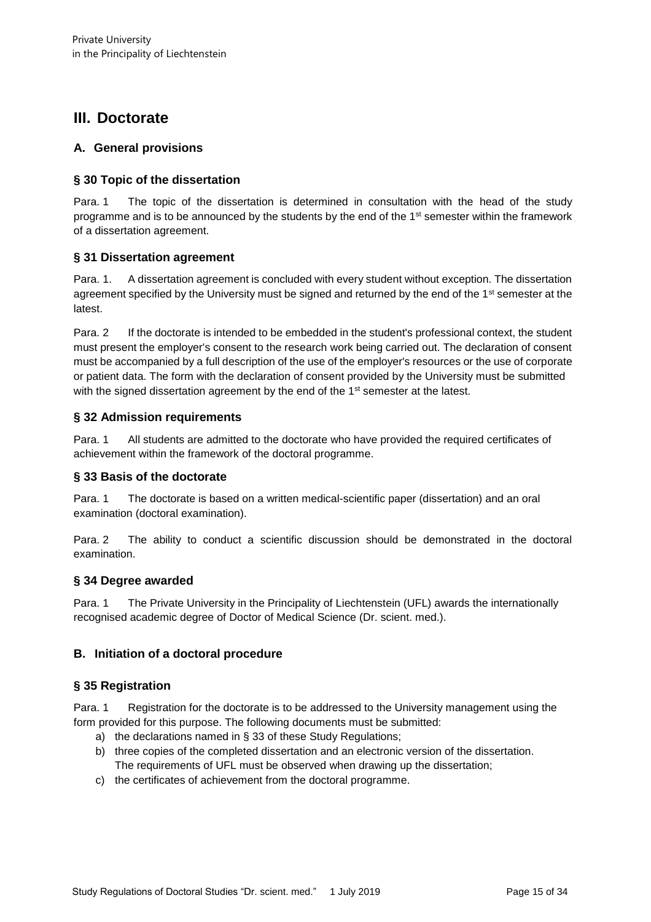# III. Doctorate

## A. General provisions

### § 30 Topic of the dissertation

Para. 1 The topic of the dissertation is determined in consultation with the head of the study programme and is to be announced by the students by the end of the 1st semester within the framework of a dissertation agreement.

### § 31 Dissertation agreement

Para. 1. A dissertation agreement is concluded with every student without exception. The dissertation agreement specified by the University must be signed and returned by the end of the 1st semester at the latest.

Para. 2 If the doctorate is intended to be embedded in the student's professional context, the student must present the employer's consent to the research work being carried out. The declaration of consent must be accompanied by a full description of the use of the employer's resources or the use of corporate or patient data. The form with the declaration of consent provided by the University must be submitted with the signed dissertation agreement by the end of the 1st semester at the latest.

### § 32 Admission requirements

Para. 1 All students are admitted to the doctorate who have provided the required certificates of achievement within the framework of the doctoral programme.

### § 33 Basis of the doctorate

Para. 1 The doctorate is based on a written medical-scientific paper (dissertation) and an oral examination (doctoral examination).

Para. 2 The ability to conduct a scientific discussion should be demonstrated in the doctoral examination.

### § 34 Degree awarded

Para. 1 The Private University in the Principality of Liechtenstein (UFL) awards the internationally recognised academic degree of Doctor of Medical Science (Dr. scient. med.).

## B. Initiation of a doctoral procedure

### § 35 Registration

Para. 1 Registration for the doctorate is to be addressed to the University management using the form provided for this purpose. The following documents must be submitted:

a) the declarations named in § 33 of these Study Regulations;
b) three copies of the completed dissertation and an electronic version of the dissertation. The requirements of UFL must be observed when drawing up the dissertation;
c) the certificates of achievement from the doctoral programme.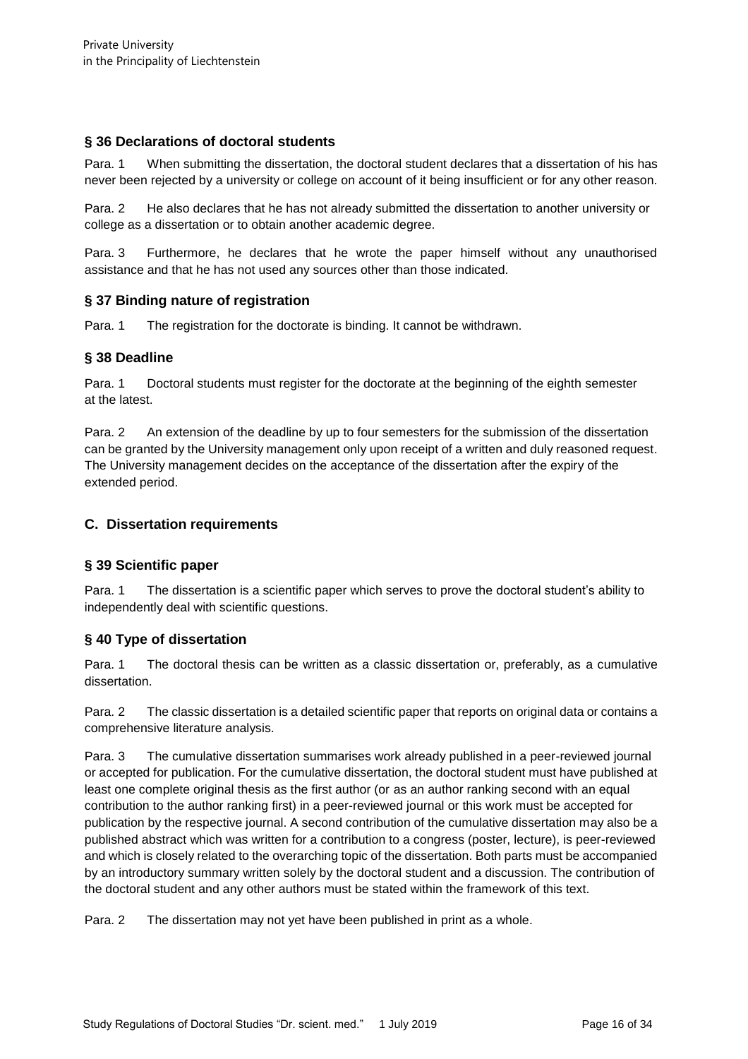### § 36 Declarations of doctoral students

Para. 1 When submitting the dissertation, the doctoral student declares that a dissertation of his has never been rejected by a university or college on account of it being insufficient or for any other reason.

Para. 2 He also declares that he has not already submitted the dissertation to another university or college as a dissertation or to obtain another academic degree.

Para. 3 Furthermore, he declares that he wrote the paper himself without any unauthorised assistance and that he has not used any sources other than those indicated.

### § 37 Binding nature of registration

Para. 1 The registration for the doctorate is binding. It cannot be withdrawn.

### § 38 Deadline

Para. 1 Doctoral students must register for the doctorate at the beginning of the eighth semester at the latest.

Para. 2 An extension of the deadline by up to four semesters for the submission of the dissertation can be granted by the University management only upon receipt of a written and duly reasoned request. The University management decides on the acceptance of the dissertation after the expiry of the extended period.

## C. Dissertation requirements

### § 39 Scientific paper

Para. 1 The dissertation is a scientific paper which serves to prove the doctoral student's ability to independently deal with scientific questions.

### § 40 Type of dissertation

Para. 1 The doctoral thesis can be written as a classic dissertation or, preferably, as a cumulative dissertation.

Para. 2 The classic dissertation is a detailed scientific paper that reports on original data or contains a comprehensive literature analysis.

Para. 3 The cumulative dissertation summarises work already published in a peer-reviewed journal or accepted for publication. For the cumulative dissertation, the doctoral student must have published at least one complete original thesis as the first author (or as an author ranking second with an equal contribution to the author ranking first) in a peer-reviewed journal or this work must be accepted for publication by the respective journal. A second contribution of the cumulative dissertation may also be a published abstract which was written for a contribution to a congress (poster, lecture), is peer-reviewed and which is closely related to the overarching topic of the dissertation. Both parts must be accompanied by an introductory summary written solely by the doctoral student and a discussion. The contribution of the doctoral student and any other authors must be stated within the framework of this text.

Para. 2 The dissertation may not yet have been published in print as a whole.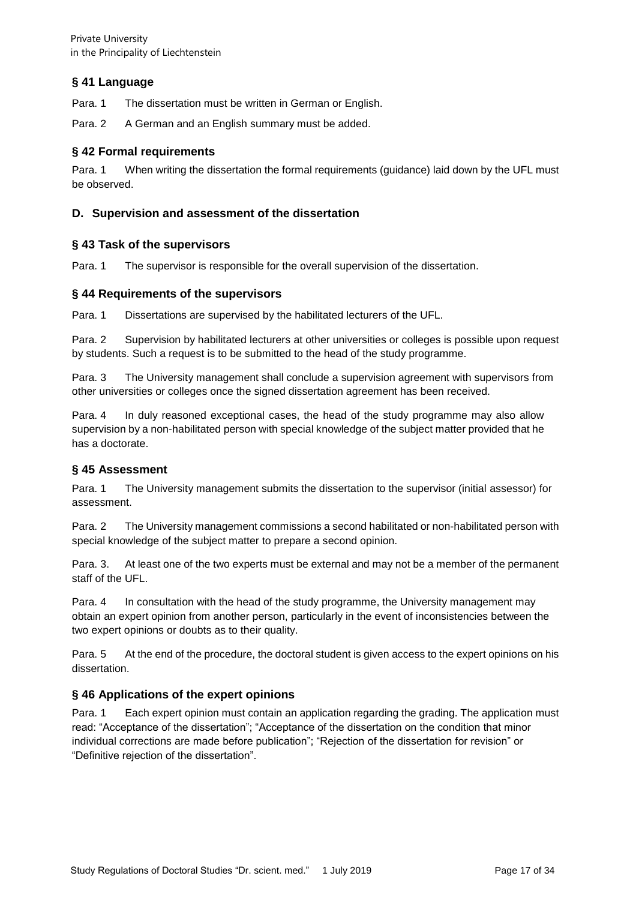## § 41 Language

Para. 1 The dissertation must be written in German or English.

Para. 2 A German and an English summary must be added.

## § 42 Formal requirements

Para. 1 When writing the dissertation the formal requirements (guidance) laid down by the UFL must be observed.

# D. Supervision and assessment of the dissertation

## § 43 Task of the supervisors

Para. 1 The supervisor is responsible for the overall supervision of the dissertation.

## § 44 Requirements of the supervisors

Para. 1 Dissertations are supervised by the habilitated lecturers of the UFL.

Para. 2 Supervision by habilitated lecturers at other universities or colleges is possible upon request by students. Such a request is to be submitted to the head of the study programme.

Para. 3 The University management shall conclude a supervision agreement with supervisors from other universities or colleges once the signed dissertation agreement has been received.

Para. 4 In duly reasoned exceptional cases, the head of the study programme may also allow supervision by a non-habilitated person with special knowledge of the subject matter provided that he has a doctorate.

## § 45 Assessment

Para. 1 The University management submits the dissertation to the supervisor (initial assessor) for assessment.

Para. 2 The University management commissions a second habilitated or non-habilitated person with special knowledge of the subject matter to prepare a second opinion.

Para. 3. At least one of the two experts must be external and may not be a member of the permanent staff of the UFL.

Para. 4 In consultation with the head of the study programme, the University management may obtain an expert opinion from another person, particularly in the event of inconsistencies between the two expert opinions or doubts as to their quality.

Para. 5 At the end of the procedure, the doctoral student is given access to the expert opinions on his dissertation.

## § 46 Applications of the expert opinions

Para. 1 Each expert opinion must contain an application regarding the grading. The application must read: "Acceptance of the dissertation"; "Acceptance of the dissertation on the condition that minor individual corrections are made before publication"; "Rejection of the dissertation for revision" or "Definitive rejection of the dissertation".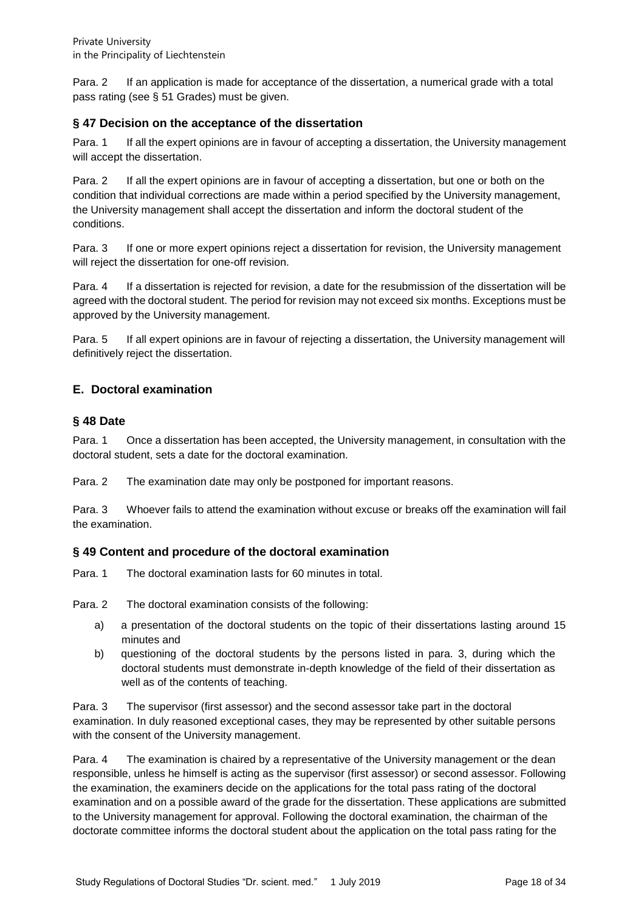Para. 2 If an application is made for acceptance of the dissertation, a numerical grade with a total pass rating (see § 51 Grades) must be given.

### § 47 Decision on the acceptance of the dissertation

Para. 1 If all the expert opinions are in favour of accepting a dissertation, the University management will accept the dissertation.

Para. 2 If all the expert opinions are in favour of accepting a dissertation, but one or both on the condition that individual corrections are made within a period specified by the University management, the University management shall accept the dissertation and inform the doctoral student of the conditions.

Para. 3 If one or more expert opinions reject a dissertation for revision, the University management will reject the dissertation for one-off revision.

Para. 4 If a dissertation is rejected for revision, a date for the resubmission of the dissertation will be agreed with the doctoral student. The period for revision may not exceed six months. Exceptions must be approved by the University management.

Para. 5 If all expert opinions are in favour of rejecting a dissertation, the University management will definitively reject the dissertation.

## E. Doctoral examination

### § 48 Date

Para. 1 Once a dissertation has been accepted, the University management, in consultation with the doctoral student, sets a date for the doctoral examination.

Para. 2 The examination date may only be postponed for important reasons.

Para. 3 Whoever fails to attend the examination without excuse or breaks off the examination will fail the examination.

### § 49 Content and procedure of the doctoral examination

Para. 1 The doctoral examination lasts for 60 minutes in total.

Para. 2 The doctoral examination consists of the following:

a) a presentation of the doctoral students on the topic of their dissertations lasting around 15 minutes and
b) questioning of the doctoral students by the persons listed in para. 3, during which the doctoral students must demonstrate in-depth knowledge of the field of their dissertation as well as of the contents of teaching.

Para. 3 The supervisor (first assessor) and the second assessor take part in the doctoral examination. In duly reasoned exceptional cases, they may be represented by other suitable persons with the consent of the University management.

Para. 4 The examination is chaired by a representative of the University management or the dean responsible, unless he himself is acting as the supervisor (first assessor) or second assessor. Following the examination, the examiners decide on the applications for the total pass rating of the doctoral examination and on a possible award of the grade for the dissertation. These applications are submitted to the University management for approval. Following the doctoral examination, the chairman of the doctorate committee informs the doctoral student about the application on the total pass rating for the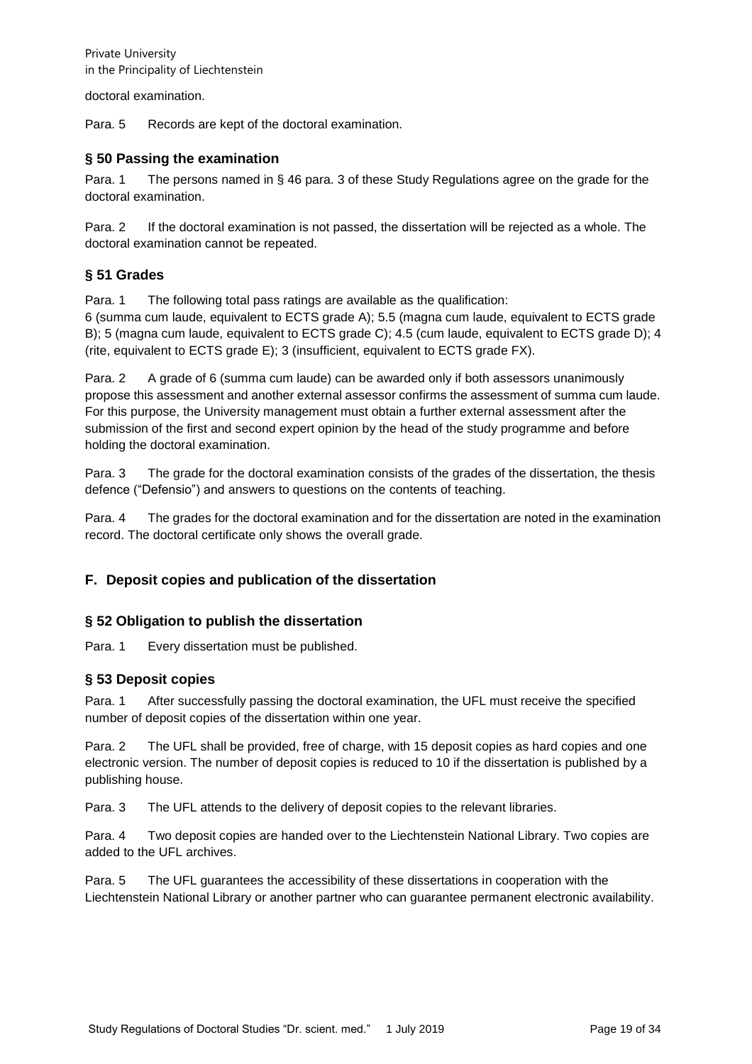doctoral examination.

Para. 5 Records are kept of the doctoral examination.

### § 50 Passing the examination

Para. 1 The persons named in § 46 para. 3 of these Study Regulations agree on the grade for the doctoral examination.

Para. 2 If the doctoral examination is not passed, the dissertation will be rejected as a whole. The doctoral examination cannot be repeated.

### § 51 Grades

Para. 1 The following total pass ratings are available as the qualification:
6 (summa cum laude, equivalent to ECTS grade A); 5.5 (magna cum laude, equivalent to ECTS grade B); 5 (magna cum laude, equivalent to ECTS grade C); 4.5 (cum laude, equivalent to ECTS grade D); 4 (rite, equivalent to ECTS grade E); 3 (insufficient, equivalent to ECTS grade FX).

Para. 2 A grade of 6 (summa cum laude) can be awarded only if both assessors unanimously propose this assessment and another external assessor confirms the assessment of summa cum laude. For this purpose, the University management must obtain a further external assessment after the submission of the first and second expert opinion by the head of the study programme and before holding the doctoral examination.

Para. 3 The grade for the doctoral examination consists of the grades of the dissertation, the thesis defence ("Defensio") and answers to questions on the contents of teaching.

Para. 4 The grades for the doctoral examination and for the dissertation are noted in the examination record. The doctoral certificate only shows the overall grade.

## F. Deposit copies and publication of the dissertation

### § 52 Obligation to publish the dissertation

Para. 1 Every dissertation must be published.

### § 53 Deposit copies

Para. 1 After successfully passing the doctoral examination, the UFL must receive the specified number of deposit copies of the dissertation within one year.

Para. 2 The UFL shall be provided, free of charge, with 15 deposit copies as hard copies and one electronic version. The number of deposit copies is reduced to 10 if the dissertation is published by a publishing house.

Para. 3 The UFL attends to the delivery of deposit copies to the relevant libraries.

Para. 4 Two deposit copies are handed over to the Liechtenstein National Library. Two copies are added to the UFL archives.

Para. 5 The UFL guarantees the accessibility of these dissertations in cooperation with the Liechtenstein National Library or another partner who can guarantee permanent electronic availability.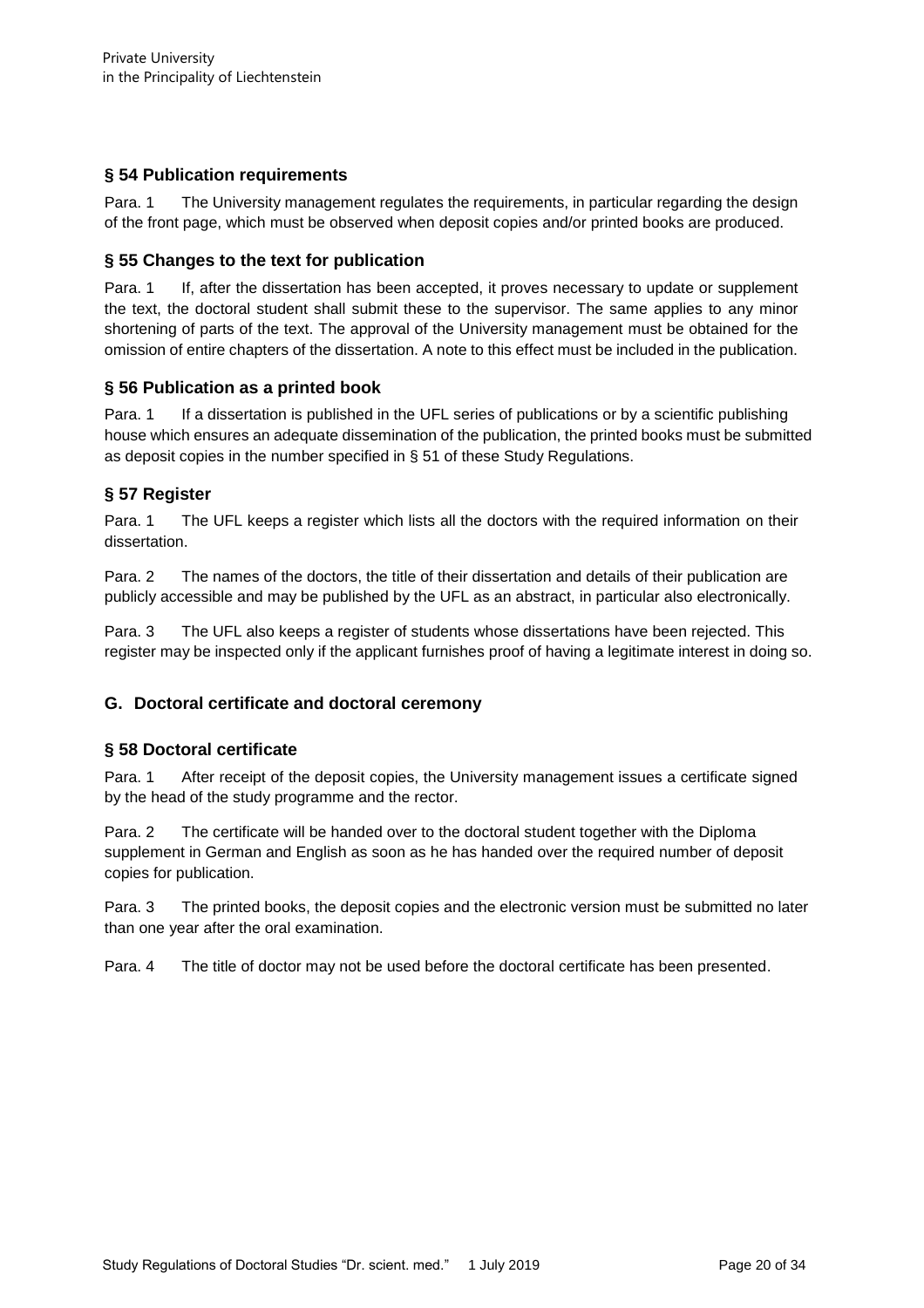### § 54 Publication requirements

Para. 1 The University management regulates the requirements, in particular regarding the design of the front page, which must be observed when deposit copies and/or printed books are produced.

### § 55 Changes to the text for publication

Para. 1 If, after the dissertation has been accepted, it proves necessary to update or supplement the text, the doctoral student shall submit these to the supervisor. The same applies to any minor shortening of parts of the text. The approval of the University management must be obtained for the omission of entire chapters of the dissertation. A note to this effect must be included in the publication.

### § 56 Publication as a printed book

Para. 1 If a dissertation is published in the UFL series of publications or by a scientific publishing house which ensures an adequate dissemination of the publication, the printed books must be submitted as deposit copies in the number specified in § 51 of these Study Regulations.

### § 57 Register

Para. 1 The UFL keeps a register which lists all the doctors with the required information on their dissertation.

Para. 2 The names of the doctors, the title of their dissertation and details of their publication are publicly accessible and may be published by the UFL as an abstract, in particular also electronically.

Para. 3 The UFL also keeps a register of students whose dissertations have been rejected. This register may be inspected only if the applicant furnishes proof of having a legitimate interest in doing so.

## G. Doctoral certificate and doctoral ceremony

### § 58 Doctoral certificate

Para. 1 After receipt of the deposit copies, the University management issues a certificate signed by the head of the study programme and the rector.

Para. 2 The certificate will be handed over to the doctoral student together with the Diploma supplement in German and English as soon as he has handed over the required number of deposit copies for publication.

Para. 3 The printed books, the deposit copies and the electronic version must be submitted no later than one year after the oral examination.

Para. 4 The title of doctor may not be used before the doctoral certificate has been presented.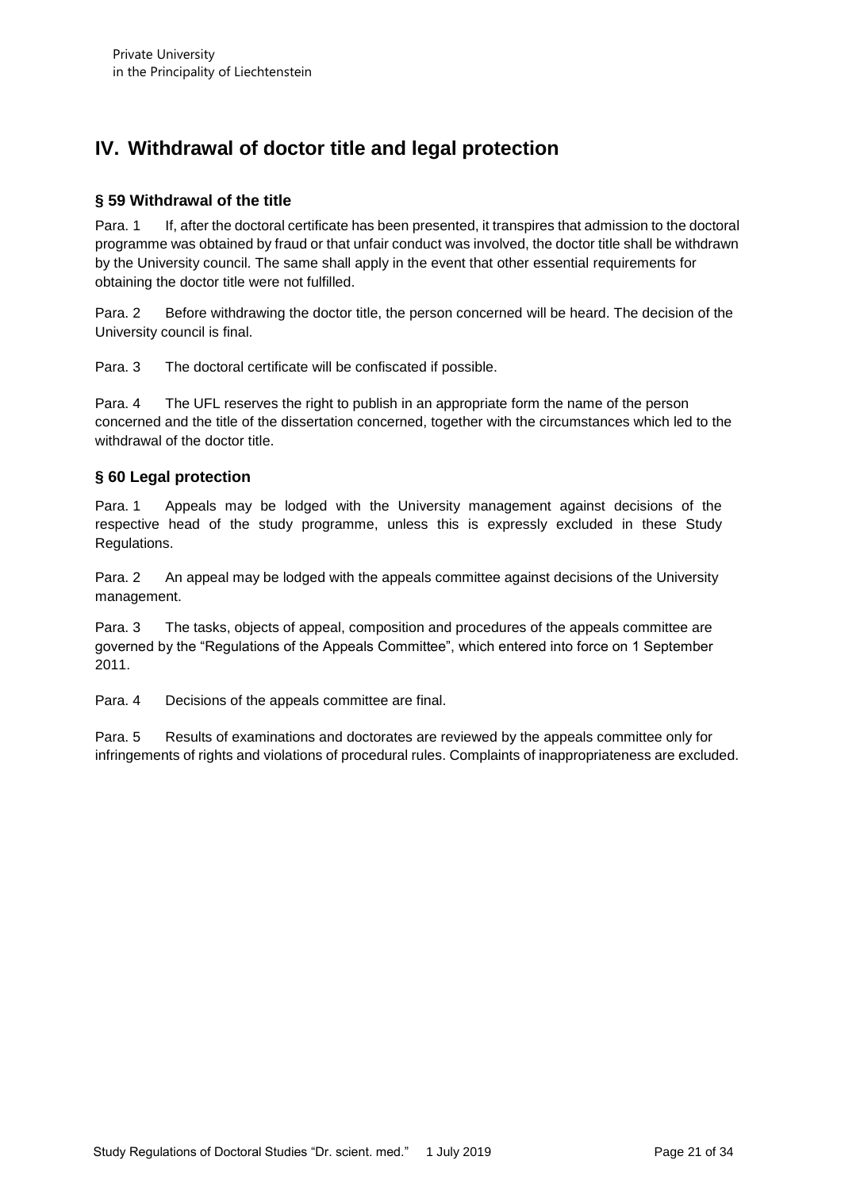## IV. Withdrawal of doctor title and legal protection

### § 59 Withdrawal of the title

Para. 1 If, after the doctoral certificate has been presented, it transpires that admission to the doctoral programme was obtained by fraud or that unfair conduct was involved, the doctor title shall be withdrawn by the University council. The same shall apply in the event that other essential requirements for obtaining the doctor title were not fulfilled.

Para. 2 Before withdrawing the doctor title, the person concerned will be heard. The decision of the University council is final.

Para. 3 The doctoral certificate will be confiscated if possible.

Para. 4 The UFL reserves the right to publish in an appropriate form the name of the person concerned and the title of the dissertation concerned, together with the circumstances which led to the withdrawal of the doctor title.

### § 60 Legal protection

Para. 1 Appeals may be lodged with the University management against decisions of the respective head of the study programme, unless this is expressly excluded in these Study Regulations.

Para. 2 An appeal may be lodged with the appeals committee against decisions of the University management.

Para. 3 The tasks, objects of appeal, composition and procedures of the appeals committee are governed by the "Regulations of the Appeals Committee", which entered into force on 1 September 2011.

Para. 4 Decisions of the appeals committee are final.

Para. 5 Results of examinations and doctorates are reviewed by the appeals committee only for infringements of rights and violations of procedural rules. Complaints of inappropriateness are excluded.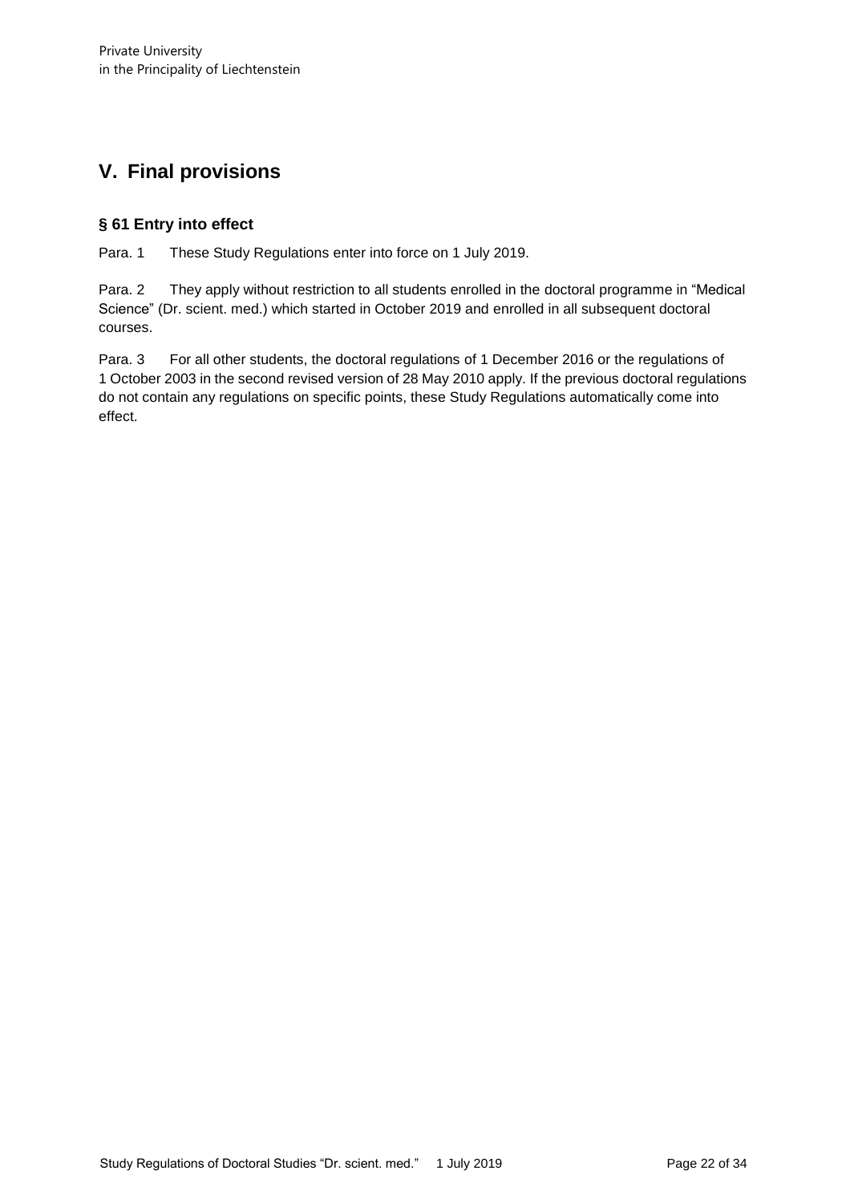## V. Final provisions

### § 61 Entry into effect

Para. 1 These Study Regulations enter into force on 1 July 2019.

Para. 2 They apply without restriction to all students enrolled in the doctoral programme in "Medical Science" (Dr. scient. med.) which started in October 2019 and enrolled in all subsequent doctoral courses.

Para. 3 For all other students, the doctoral regulations of 1 December 2016 or the regulations of 1 October 2003 in the second revised version of 28 May 2010 apply. If the previous doctoral regulations do not contain any regulations on specific points, these Study Regulations automatically come into effect.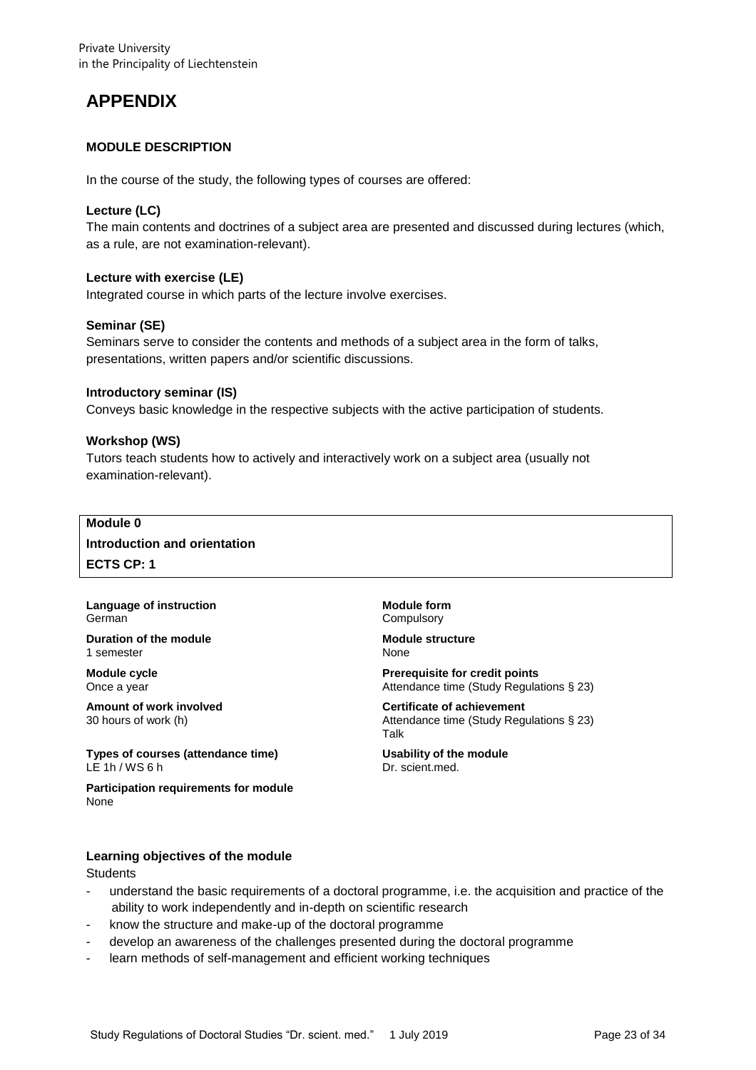# APPENDIX

### MODULE DESCRIPTION

In the course of the study, the following types of courses are offered:

**Lecture (LC)**
The main contents and doctrines of a subject area are presented and discussed during lectures (which, as a rule, are not examination-relevant).

**Lecture with exercise (LE)**
Integrated course in which parts of the lecture involve exercises.

**Seminar (SE)**
Seminars serve to consider the contents and methods of a subject area in the form of talks, presentations, written papers and/or scientific discussions.

**Introductory seminar (IS)**
Conveys basic knowledge in the respective subjects with the active participation of students.

**Workshop (WS)**
Tutors teach students how to actively and interactively work on a subject area (usually not examination-relevant).

**Module 0**
**Introduction and orientation**
**ECTS CP: 1**

**Language of instruction**
German

**Duration of the module**
1 semester

**Module cycle**
Once a year

**Amount of work involved**
30 hours of work (h)

**Types of courses (attendance time)**
LE 1h / WS 6 h

**Participation requirements for module**
None

**Module form**
Compulsory

**Module structure**
None

**Prerequisite for credit points**
Attendance time (Study Regulations § 23)

**Certificate of achievement**
Attendance time (Study Regulations § 23)
Talk

**Usability of the module**
Dr. scient.med.

**Learning objectives of the module**

Students

- understand the basic requirements of a doctoral programme, i.e. the acquisition and practice of the ability to work independently and in-depth on scientific research
- know the structure and make-up of the doctoral programme
- develop an awareness of the challenges presented during the doctoral programme
- learn methods of self-management and efficient working techniques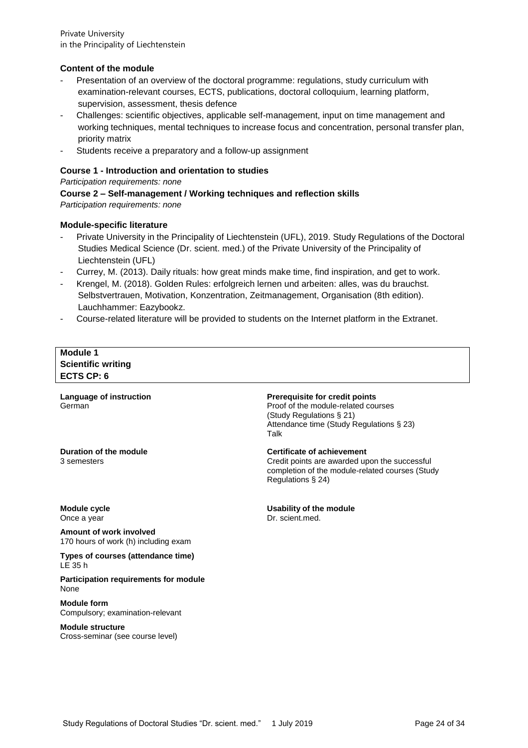### Content of the module

- Presentation of an overview of the doctoral programme: regulations, study curriculum with examination-relevant courses, ECTS, publications, doctoral colloquium, learning platform, supervision, assessment, thesis defence
- Challenges: scientific objectives, applicable self-management, input on time management and working techniques, mental techniques to increase focus and concentration, personal transfer plan, priority matrix
- Students receive a preparatory and a follow-up assignment

### Course 1 - Introduction and orientation to studies

*Participation requirements: none*

### Course 2 – Self-management / Working techniques and reflection skills

*Participation requirements: none*

### Module-specific literature

- Private University in the Principality of Liechtenstein (UFL), 2019. Study Regulations of the Doctoral Studies Medical Science (Dr. scient. med.) of the Private University of the Principality of Liechtenstein (UFL)
- Currey, M. (2013). Daily rituals: how great minds make time, find inspiration, and get to work.
- Krengel, M. (2018). Golden Rules: erfolgreich lernen und arbeiten: alles, was du brauchst. Selbstvertrauen, Motivation, Konzentration, Zeitmanagement, Organisation (8th edition). Lauchhammer: Eazybookz.
- Course-related literature will be provided to students on the Internet platform in the Extranet.

## Module 1
## Scientific writing
## ECTS CP: 6

**Language of instruction**
German

**Duration of the module**
3 semesters

**Module cycle**
Once a year

**Amount of work involved**
170 hours of work (h) including exam

**Types of courses (attendance time)**
LE 35 h

**Participation requirements for module**
None

**Module form**
Compulsory; examination-relevant

**Module structure**
Cross-seminar (see course level)

**Prerequisite for credit points**
Proof of the module-related courses (Study Regulations § 21)
Attendance time (Study Regulations § 23)
Talk

**Certificate of achievement**
Credit points are awarded upon the successful completion of the module-related courses (Study Regulations § 24)

**Usability of the module**
Dr. scient.med.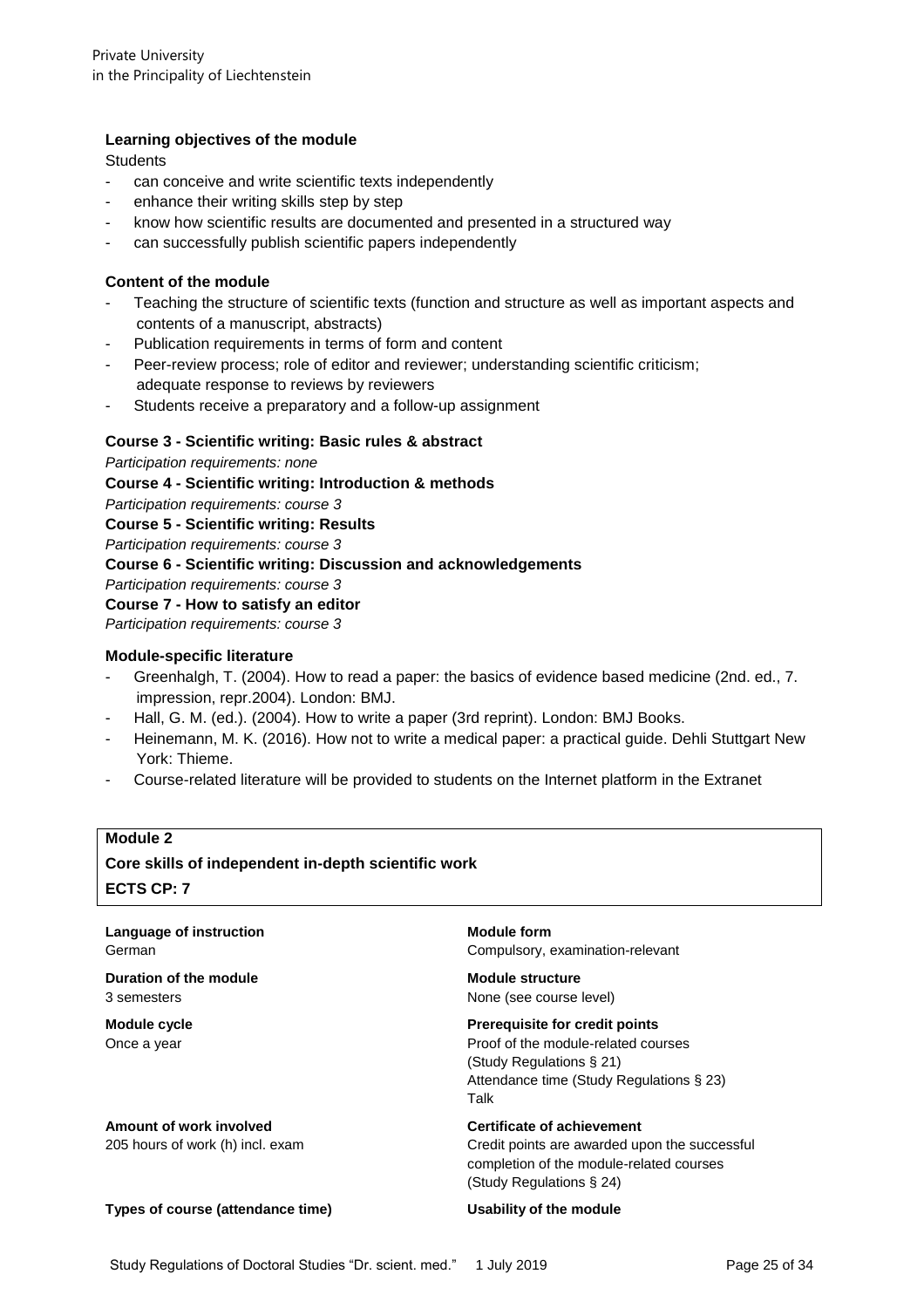**Learning objectives of the module**

Students

- can conceive and write scientific texts independently
- enhance their writing skills step by step
- know how scientific results are documented and presented in a structured way
- can successfully publish scientific papers independently

**Content of the module**

- Teaching the structure of scientific texts (function and structure as well as important aspects and contents of a manuscript, abstracts)
- Publication requirements in terms of form and content
- Peer-review process; role of editor and reviewer; understanding scientific criticism; adequate response to reviews by reviewers
- Students receive a preparatory and a follow-up assignment

**Course 3 - Scientific writing: Basic rules & abstract**

*Participation requirements: none*

**Course 4 - Scientific writing: Introduction & methods**

*Participation requirements: course 3*

**Course 5 - Scientific writing: Results**

*Participation requirements: course 3*

**Course 6 - Scientific writing: Discussion and acknowledgements**

*Participation requirements: course 3*

**Course 7 - How to satisfy an editor**

*Participation requirements: course 3*

**Module-specific literature**

- Greenhalgh, T. (2004). How to read a paper: the basics of evidence based medicine (2nd. ed., 7. impression, repr.2004). London: BMJ.
- Hall, G. M. (ed.). (2004). How to write a paper (3rd reprint). London: BMJ Books.
- Heinemann, M. K. (2016). How not to write a medical paper: a practical guide. Dehli Stuttgart New York: Thieme.
- Course-related literature will be provided to students on the Internet platform in the Extranet

## Module 2

**Core skills of independent in-depth scientific work**

**ECTS CP: 7**

**Language of instruction**
German

**Module form**
Compulsory, examination-relevant

**Duration of the module**
3 semesters

**Module structure**
None (see course level)

**Module cycle**
Once a year

**Prerequisite for credit points**
Proof of the module-related courses (Study Regulations § 21)
Attendance time (Study Regulations § 23)
Talk

**Amount of work involved**
205 hours of work (h) incl. exam

**Certificate of achievement**
Credit points are awarded upon the successful completion of the module-related courses (Study Regulations § 24)

**Types of course (attendance time)**

**Usability of the module**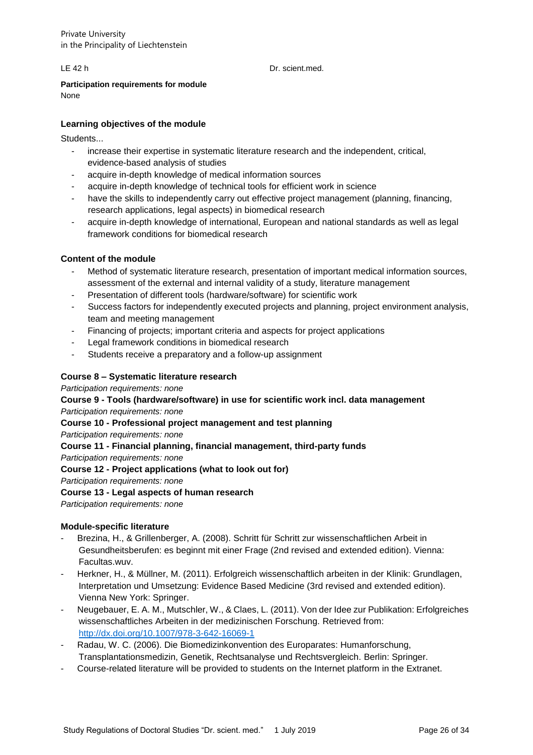LE 42 h Dr. scient.med.

**Participation requirements for module**
None

**Learning objectives of the module**

Students...

- increase their expertise in systematic literature research and the independent, critical, evidence-based analysis of studies
- acquire in-depth knowledge of medical information sources
- acquire in-depth knowledge of technical tools for efficient work in science
- have the skills to independently carry out effective project management (planning, financing, research applications, legal aspects) in biomedical research
- acquire in-depth knowledge of international, European and national standards as well as legal framework conditions for biomedical research

**Content of the module**

- Method of systematic literature research, presentation of important medical information sources, assessment of the external and internal validity of a study, literature management
- Presentation of different tools (hardware/software) for scientific work
- Success factors for independently executed projects and planning, project environment analysis, team and meeting management
- Financing of projects; important criteria and aspects for project applications
- Legal framework conditions in biomedical research
- Students receive a preparatory and a follow-up assignment

**Course 8 – Systematic literature research**
*Participation requirements: none*
**Course 9 - Tools (hardware/software) in use for scientific work incl. data management**
*Participation requirements: none*
**Course 10 - Professional project management and test planning**
*Participation requirements: none*
**Course 11 - Financial planning, financial management, third-party funds**
*Participation requirements: none*
**Course 12 - Project applications (what to look out for)**
*Participation requirements: none*
**Course 13 - Legal aspects of human research**
*Participation requirements: none*

**Module-specific literature**

- Brezina, H., & Grillenberger, A. (2008). Schritt für Schritt zur wissenschaftlichen Arbeit in Gesundheitsberufen: es beginnt mit einer Frage (2nd revised and extended edition). Vienna: Facultas.wuv.
- Herkner, H., & Müllner, M. (2011). Erfolgreich wissenschaftlich arbeiten in der Klinik: Grundlagen, Interpretation und Umsetzung: Evidence Based Medicine (3rd revised and extended edition). Vienna New York: Springer.
- Neugebauer, E. A. M., Mutschler, W., & Claes, L. (2011). Von der Idee zur Publikation: Erfolgreiches wissenschaftliches Arbeiten in der medizinischen Forschung. Retrieved from: http://dx.doi.org/10.1007/978-3-642-16069-1
- Radau, W. C. (2006). Die Biomedizinkonvention des Europarates: Humanforschung, Transplantationsmedizin, Genetik, Rechtsanalyse und Rechtsvergleich. Berlin: Springer.
- Course-related literature will be provided to students on the Internet platform in the Extranet.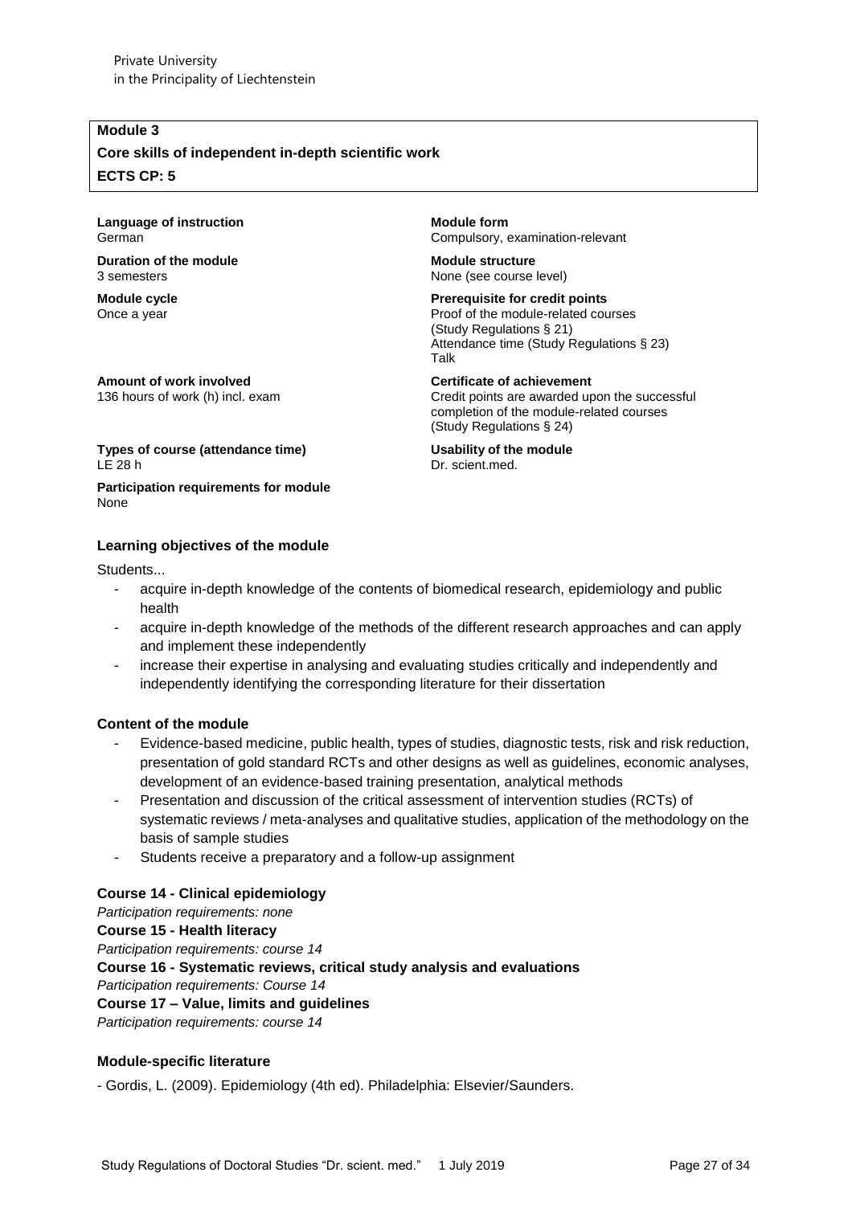Private University
in the Principality of Liechtenstein

**Module 3**

**Core skills of independent in-depth scientific work**

**ECTS CP: 5**

**Language of instruction**
German

**Duration of the module**
3 semesters

**Module cycle**
Once a year

**Amount of work involved**
136 hours of work (h) incl. exam

**Types of course (attendance time)**
LE 28 h

**Participation requirements for module**
None

**Module form**
Compulsory, examination-relevant

**Module structure**
None (see course level)

**Prerequisite for credit points**
Proof of the module-related courses
(Study Regulations § 21)
Attendance time (Study Regulations § 23)
Talk

**Certificate of achievement**
Credit points are awarded upon the successful completion of the module-related courses
(Study Regulations § 24)

**Usability of the module**
Dr. scient.med.

### Learning objectives of the module

Students...

- acquire in-depth knowledge of the contents of biomedical research, epidemiology and public health
- acquire in-depth knowledge of the methods of the different research approaches and can apply and implement these independently
- increase their expertise in analysing and evaluating studies critically and independently and independently identifying the corresponding literature for their dissertation

### Content of the module

- Evidence-based medicine, public health, types of studies, diagnostic tests, risk and risk reduction, presentation of gold standard RCTs and other designs as well as guidelines, economic analyses, development of an evidence-based training presentation, analytical methods
- Presentation and discussion of the critical assessment of intervention studies (RCTs) of systematic reviews / meta-analyses and qualitative studies, application of the methodology on the basis of sample studies
- Students receive a preparatory and a follow-up assignment

**Course 14 - Clinical epidemiology**
*Participation requirements: none*
**Course 15 - Health literacy**
*Participation requirements: course 14*
**Course 16 - Systematic reviews, critical study analysis and evaluations**
*Participation requirements: Course 14*
**Course 17 – Value, limits and guidelines**
*Participation requirements: course 14*

### Module-specific literature

- Gordis, L. (2009). Epidemiology (4th ed). Philadelphia: Elsevier/Saunders.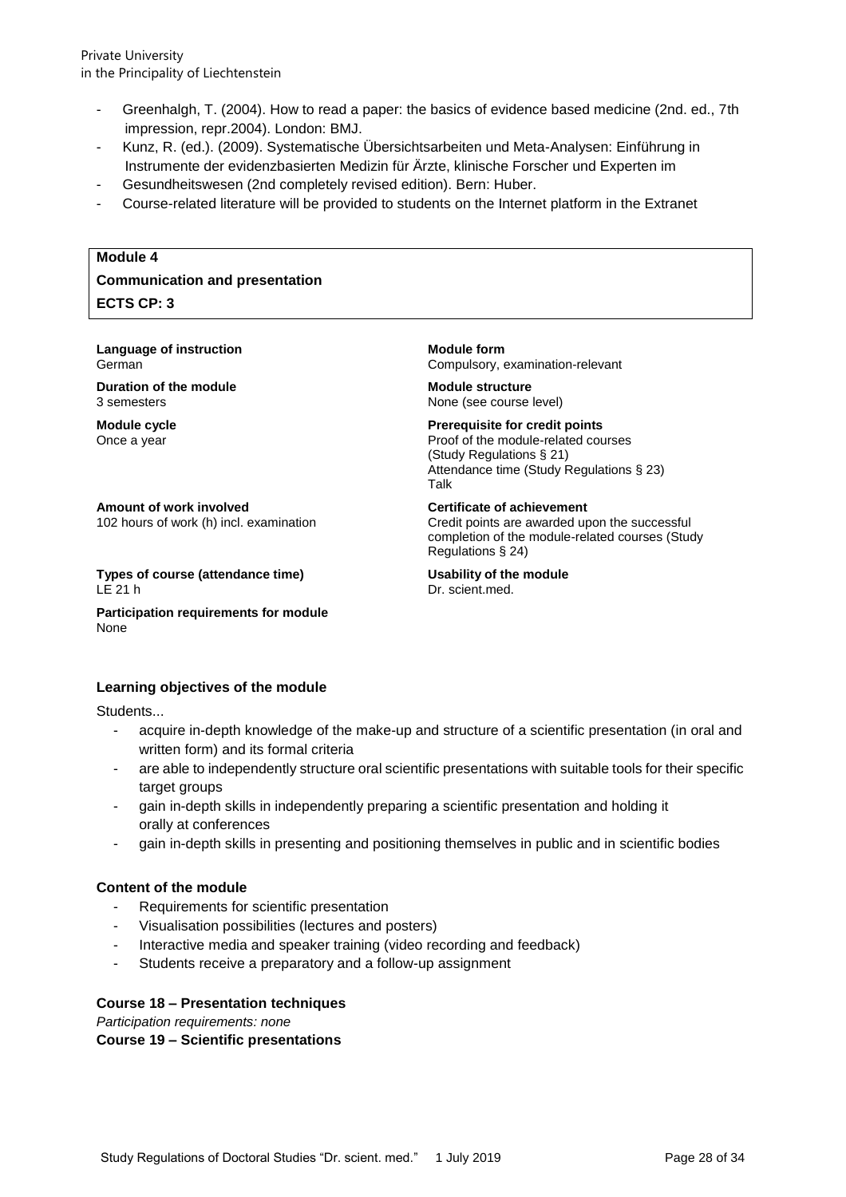- Greenhalgh, T. (2004). How to read a paper: the basics of evidence based medicine (2nd. ed., 7th impression, repr.2004). London: BMJ.
- Kunz, R. (ed.). (2009). Systematische Übersichtsarbeiten und Meta-Analysen: Einführung in Instrumente der evidenzbasierten Medizin für Ärzte, klinische Forscher und Experten im
- Gesundheitswesen (2nd completely revised edition). Bern: Huber.
- Course-related literature will be provided to students on the Internet platform in the Extranet

**Module 4**
**Communication and presentation**
**ECTS CP: 3**

**Language of instruction**
German

**Duration of the module**
3 semesters

**Module cycle**
Once a year

**Amount of work involved**
102 hours of work (h) incl. examination

**Types of course (attendance time)**
LE 21 h

**Participation requirements for module**
None

**Module form**
Compulsory, examination-relevant

**Module structure**
None (see course level)

**Prerequisite for credit points**
Proof of the module-related courses (Study Regulations § 21)
Attendance time (Study Regulations § 23)
Talk

**Certificate of achievement**
Credit points are awarded upon the successful completion of the module-related courses (Study Regulations § 24)

**Usability of the module**
Dr. scient.med.

### Learning objectives of the module

Students...

- acquire in-depth knowledge of the make-up and structure of a scientific presentation (in oral and written form) and its formal criteria
- are able to independently structure oral scientific presentations with suitable tools for their specific target groups
- gain in-depth skills in independently preparing a scientific presentation and holding it orally at conferences
- gain in-depth skills in presenting and positioning themselves in public and in scientific bodies

### Content of the module

- Requirements for scientific presentation
- Visualisation possibilities (lectures and posters)
- Interactive media and speaker training (video recording and feedback)
- Students receive a preparatory and a follow-up assignment

**Course 18 – Presentation techniques**
*Participation requirements: none*
**Course 19 – Scientific presentations**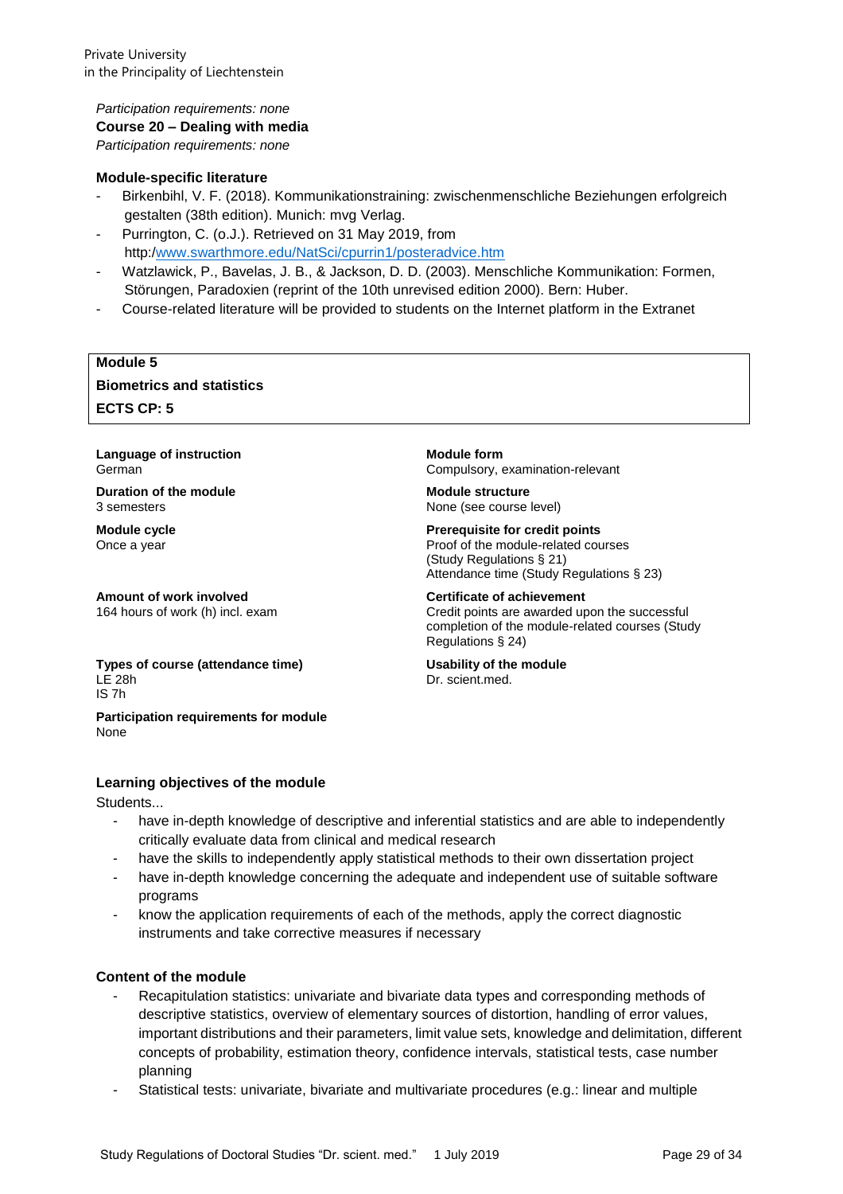*Participation requirements: none*

**Course 20 – Dealing with media**

*Participation requirements: none*

**Module-specific literature**

- Birkenbihl, V. F. (2018). Kommunikationstraining: zwischenmenschliche Beziehungen erfolgreich gestalten (38th edition). Munich: mvg Verlag.
- Purrington, C. (o.J.). Retrieved on 31 May 2019, from http:/www.swarthmore.edu/NatSci/cpurrin1/posteradvice.htm
- Watzlawick, P., Bavelas, J. B., & Jackson, D. D. (2003). Menschliche Kommunikation: Formen, Störungen, Paradoxien (reprint of the 10th unrevised edition 2000). Bern: Huber.
- Course-related literature will be provided to students on the Internet platform in the Extranet

**Module 5**

**Biometrics and statistics**

**ECTS CP: 5**

**Language of instruction**
German

**Duration of the module**
3 semesters

**Module cycle**
Once a year

**Amount of work involved**
164 hours of work (h) incl. exam

**Types of course (attendance time)**
LE 28h
IS 7h

**Participation requirements for module**
None

**Module form**
Compulsory, examination-relevant

**Module structure**
None (see course level)

**Prerequisite for credit points**
Proof of the module-related courses (Study Regulations § 21)
Attendance time (Study Regulations § 23)

**Certificate of achievement**
Credit points are awarded upon the successful completion of the module-related courses (Study Regulations § 24)

**Usability of the module**
Dr. scient.med.

**Learning objectives of the module**

Students...

- have in-depth knowledge of descriptive and inferential statistics and are able to independently critically evaluate data from clinical and medical research
- have the skills to independently apply statistical methods to their own dissertation project
- have in-depth knowledge concerning the adequate and independent use of suitable software programs
- know the application requirements of each of the methods, apply the correct diagnostic instruments and take corrective measures if necessary

**Content of the module**

- Recapitulation statistics: univariate and bivariate data types and corresponding methods of descriptive statistics, overview of elementary sources of distortion, handling of error values, important distributions and their parameters, limit value sets, knowledge and delimitation, different concepts of probability, estimation theory, confidence intervals, statistical tests, case number planning
- Statistical tests: univariate, bivariate and multivariate procedures (e.g.: linear and multiple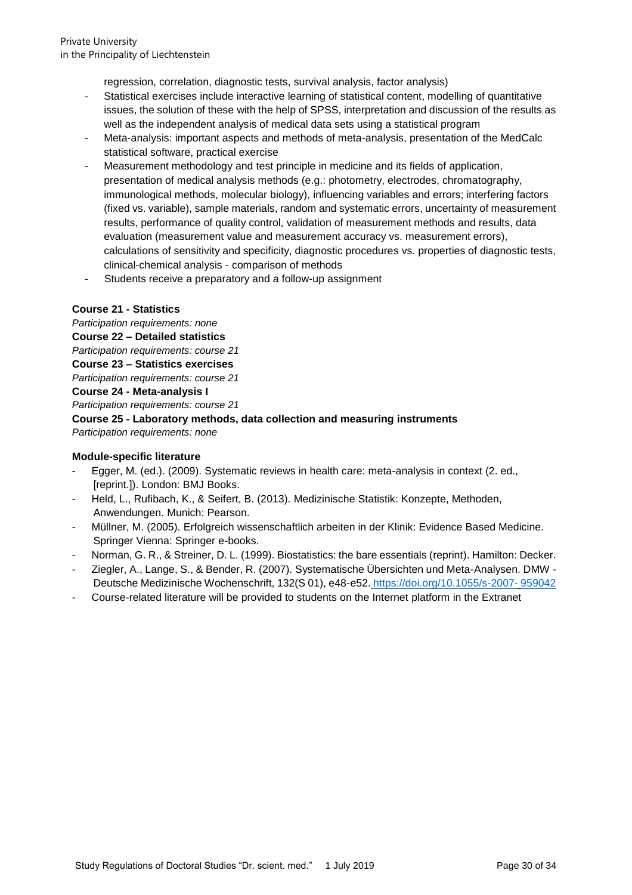regression, correlation, diagnostic tests, survival analysis, factor analysis)

- Statistical exercises include interactive learning of statistical content, modelling of quantitative issues, the solution of these with the help of SPSS, interpretation and discussion of the results as well as the independent analysis of medical data sets using a statistical program
- Meta-analysis: important aspects and methods of meta-analysis, presentation of the MedCalc statistical software, practical exercise
- Measurement methodology and test principle in medicine and its fields of application, presentation of medical analysis methods (e.g.: photometry, electrodes, chromatography, immunological methods, molecular biology), influencing variables and errors; interfering factors (fixed vs. variable), sample materials, random and systematic errors, uncertainty of measurement results, performance of quality control, validation of measurement methods and results, data evaluation (measurement value and measurement accuracy vs. measurement errors), calculations of sensitivity and specificity, diagnostic procedures vs. properties of diagnostic tests, clinical-chemical analysis - comparison of methods
- Students receive a preparatory and a follow-up assignment

**Course 21 - Statistics**
*Participation requirements: none*
**Course 22 – Detailed statistics**
*Participation requirements: course 21*
**Course 23 – Statistics exercises**
*Participation requirements: course 21*
**Course 24 - Meta-analysis I**
*Participation requirements: course 21*
**Course 25 - Laboratory methods, data collection and measuring instruments**
*Participation requirements: none*

**Module-specific literature**

- Egger, M. (ed.). (2009). Systematic reviews in health care: meta-analysis in context (2. ed., [reprint.]). London: BMJ Books.
- Held, L., Rufibach, K., & Seifert, B. (2013). Medizinische Statistik: Konzepte, Methoden, Anwendungen. Munich: Pearson.
- Müllner, M. (2005). Erfolgreich wissenschaftlich arbeiten in der Klinik: Evidence Based Medicine. Springer Vienna: Springer e-books.
- Norman, G. R., & Streiner, D. L. (1999). Biostatistics: the bare essentials (reprint). Hamilton: Decker.
- Ziegler, A., Lange, S., & Bender, R. (2007). Systematische Übersichten und Meta-Analysen. DMW - Deutsche Medizinische Wochenschrift, 132(S 01), e48-e52. https://doi.org/10.1055/s-2007- 959042
- Course-related literature will be provided to students on the Internet platform in the Extranet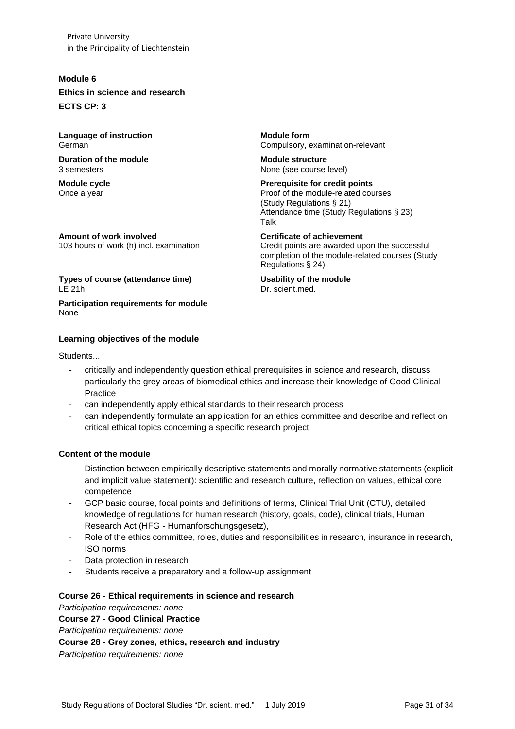**Module 6**
**Ethics in science and research**
**ECTS CP: 3**

**Language of instruction**
German

**Duration of the module**
3 semesters

**Module cycle**
Once a year

**Amount of work involved**
103 hours of work (h) incl. examination

**Types of course (attendance time)**
LE 21h

**Participation requirements for module**
None

**Module form**
Compulsory, examination-relevant

**Module structure**
None (see course level)

**Prerequisite for credit points**
Proof of the module-related courses (Study Regulations § 21)
Attendance time (Study Regulations § 23)
Talk

**Certificate of achievement**
Credit points are awarded upon the successful completion of the module-related courses (Study Regulations § 24)

**Usability of the module**
Dr. scient.med.

**Learning objectives of the module**

Students...

- critically and independently question ethical prerequisites in science and research, discuss particularly the grey areas of biomedical ethics and increase their knowledge of Good Clinical Practice
- can independently apply ethical standards to their research process
- can independently formulate an application for an ethics committee and describe and reflect on critical ethical topics concerning a specific research project

**Content of the module**

- Distinction between empirically descriptive statements and morally normative statements (explicit and implicit value statement): scientific and research culture, reflection on values, ethical core competence
- GCP basic course, focal points and definitions of terms, Clinical Trial Unit (CTU), detailed knowledge of regulations for human research (history, goals, code), clinical trials, Human Research Act (HFG - Humanforschungsgesetz),
- Role of the ethics committee, roles, duties and responsibilities in research, insurance in research, ISO norms
- Data protection in research
- Students receive a preparatory and a follow-up assignment

**Course 26 - Ethical requirements in science and research**
*Participation requirements: none*
**Course 27 - Good Clinical Practice**
*Participation requirements: none*
**Course 28 - Grey zones, ethics, research and industry**
*Participation requirements: none*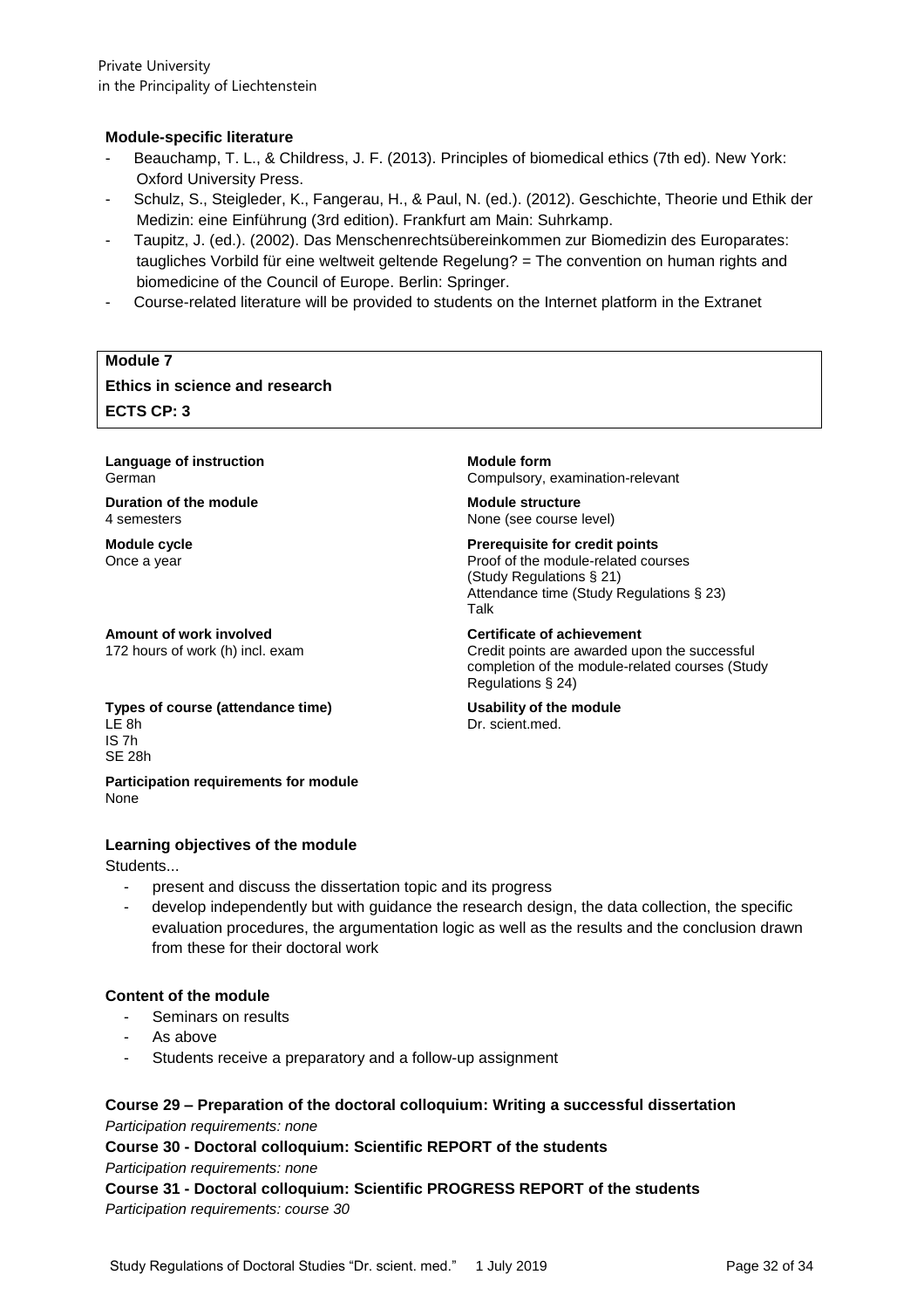**Module-specific literature**

- Beauchamp, T. L., & Childress, J. F. (2013). Principles of biomedical ethics (7th ed). New York: Oxford University Press.
- Schulz, S., Steigleder, K., Fangerau, H., & Paul, N. (ed.). (2012). Geschichte, Theorie und Ethik der Medizin: eine Einführung (3rd edition). Frankfurt am Main: Suhrkamp.
- Taupitz, J. (ed.). (2002). Das Menschenrechtsübereinkommen zur Biomedizin des Europarates: taugliches Vorbild für eine weltweit geltende Regelung? = The convention on human rights and biomedicine of the Council of Europe. Berlin: Springer.
- Course-related literature will be provided to students on the Internet platform in the Extranet

**Module 7**

**Ethics in science and research**

**ECTS CP: 3**

**Language of instruction**
German

**Duration of the module**
4 semesters

**Module cycle**
Once a year

**Amount of work involved**
172 hours of work (h) incl. exam

**Types of course (attendance time)**
LE 8h
IS 7h
SE 28h

**Participation requirements for module**
None

**Module form**
Compulsory, examination-relevant

**Module structure**
None (see course level)

**Prerequisite for credit points**
Proof of the module-related courses (Study Regulations § 21)
Attendance time (Study Regulations § 23)
Talk

**Certificate of achievement**
Credit points are awarded upon the successful completion of the module-related courses (Study Regulations § 24)

**Usability of the module**
Dr. scient.med.

**Learning objectives of the module**

Students...

- present and discuss the dissertation topic and its progress
- develop independently but with guidance the research design, the data collection, the specific evaluation procedures, the argumentation logic as well as the results and the conclusion drawn from these for their doctoral work

**Content of the module**

- Seminars on results
- As above
- Students receive a preparatory and a follow-up assignment

**Course 29 – Preparation of the doctoral colloquium: Writing a successful dissertation**
*Participation requirements: none*

**Course 30 - Doctoral colloquium: Scientific REPORT of the students**
*Participation requirements: none*

**Course 31 - Doctoral colloquium: Scientific PROGRESS REPORT of the students**
*Participation requirements: course 30*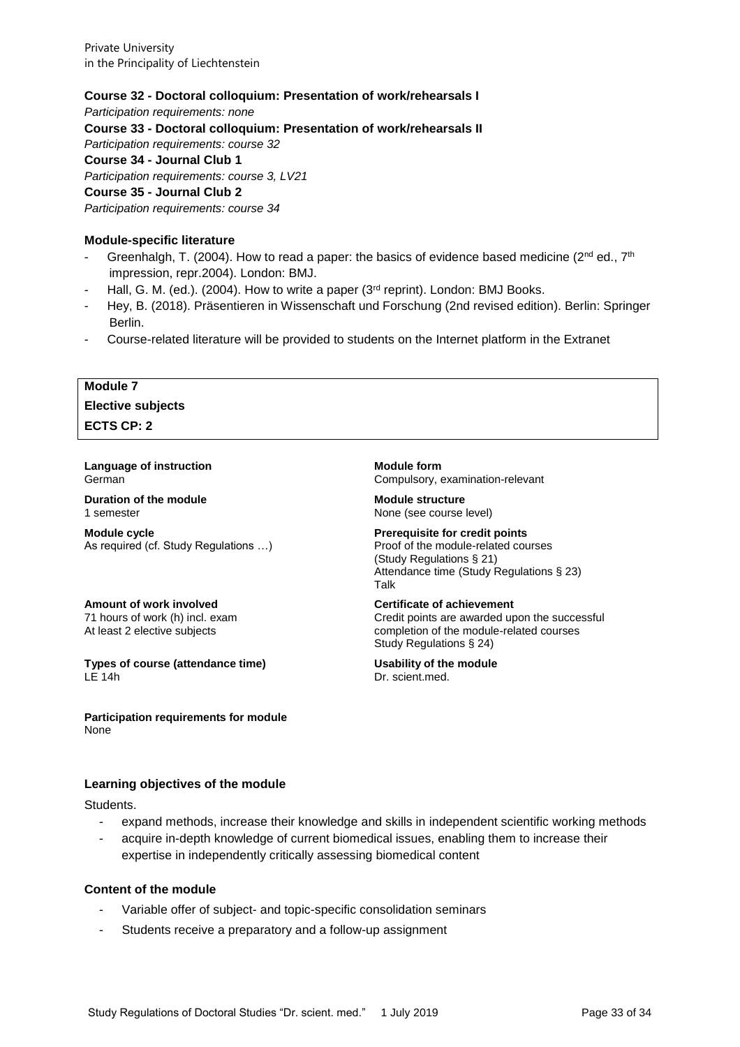**Course 32 - Doctoral colloquium: Presentation of work/rehearsals I**

*Participation requirements: none*

**Course 33 - Doctoral colloquium: Presentation of work/rehearsals II**

*Participation requirements: course 32*

**Course 34 - Journal Club 1**

*Participation requirements: course 3, LV21*

**Course 35 - Journal Club 2**

*Participation requirements: course 34*

### Module-specific literature

- Greenhalgh, T. (2004). How to read a paper: the basics of evidence based medicine (2nd ed., 7th impression, repr.2004). London: BMJ.
- Hall, G. M. (ed.). (2004). How to write a paper (3rd reprint). London: BMJ Books.
- Hey, B. (2018). Präsentieren in Wissenschaft und Forschung (2nd revised edition). Berlin: Springer Berlin.
- Course-related literature will be provided to students on the Internet platform in the Extranet

## Module 7
**Elective subjects**
**ECTS CP: 2**

**Language of instruction**
German

**Duration of the module**
1 semester

**Module cycle**
As required (cf. Study Regulations …)

**Amount of work involved**
71 hours of work (h) incl. exam
At least 2 elective subjects

**Types of course (attendance time)**
LE 14h

**Participation requirements for module**
None

**Module form**
Compulsory, examination-relevant

**Module structure**
None (see course level)

**Prerequisite for credit points**
Proof of the module-related courses (Study Regulations § 21)
Attendance time (Study Regulations § 23)
Talk

**Certificate of achievement**
Credit points are awarded upon the successful completion of the module-related courses Study Regulations § 24)

**Usability of the module**
Dr. scient.med.

### Learning objectives of the module

Students.

- expand methods, increase their knowledge and skills in independent scientific working methods
- acquire in-depth knowledge of current biomedical issues, enabling them to increase their expertise in independently critically assessing biomedical content

### Content of the module

- Variable offer of subject- and topic-specific consolidation seminars
- Students receive a preparatory and a follow-up assignment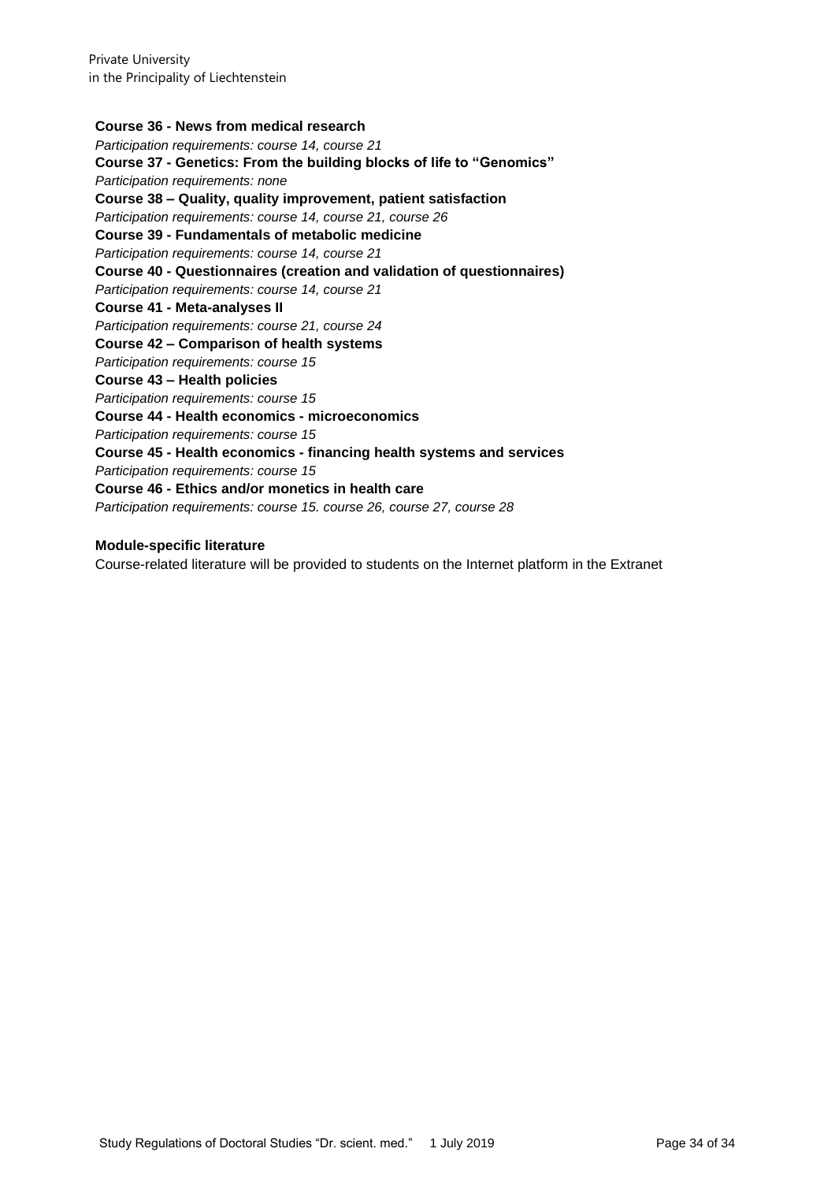**Course 36 - News from medical research**

*Participation requirements: course 14, course 21*

**Course 37 - Genetics: From the building blocks of life to "Genomics"**

*Participation requirements: none*

**Course 38 – Quality, quality improvement, patient satisfaction**

*Participation requirements: course 14, course 21, course 26*

**Course 39 - Fundamentals of metabolic medicine**

*Participation requirements: course 14, course 21*

**Course 40 - Questionnaires (creation and validation of questionnaires)**

*Participation requirements: course 14, course 21*

**Course 41 - Meta-analyses II**

*Participation requirements: course 21, course 24*

**Course 42 – Comparison of health systems**

*Participation requirements: course 15*

**Course 43 – Health policies**

*Participation requirements: course 15*

**Course 44 - Health economics - microeconomics**

*Participation requirements: course 15*

**Course 45 - Health economics - financing health systems and services**

*Participation requirements: course 15*

**Course 46 - Ethics and/or monetics in health care**

*Participation requirements: course 15. course 26, course 27, course 28*

**Module-specific literature**

Course-related literature will be provided to students on the Internet platform in the Extranet